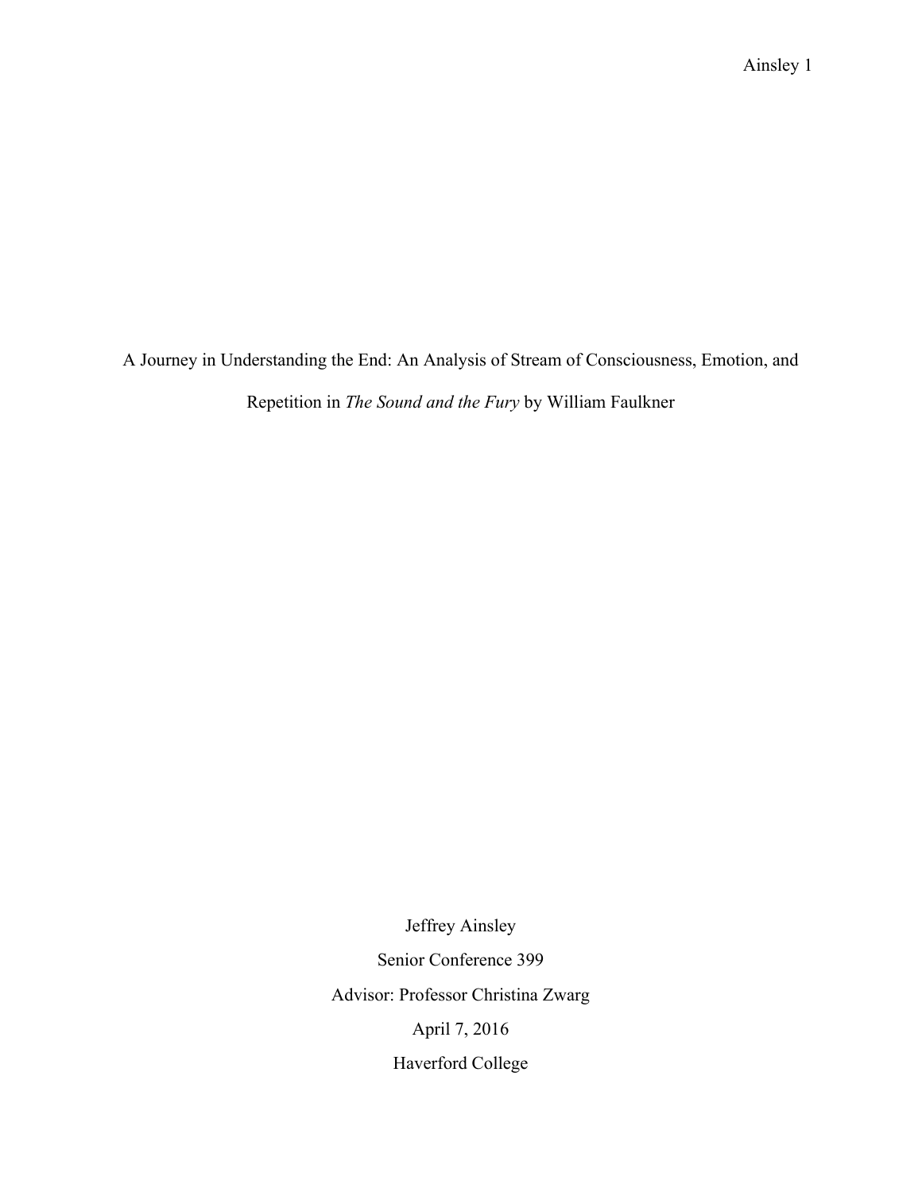# A Journey in Understanding the End: An Analysis of Stream of Consciousness, Emotion, and Repetition in *The Sound and the Fury* by William Faulkner

Jeffrey Ainsley

Senior Conference 399

Advisor: Professor Christina Zwarg

April 7, 2016

Haverford College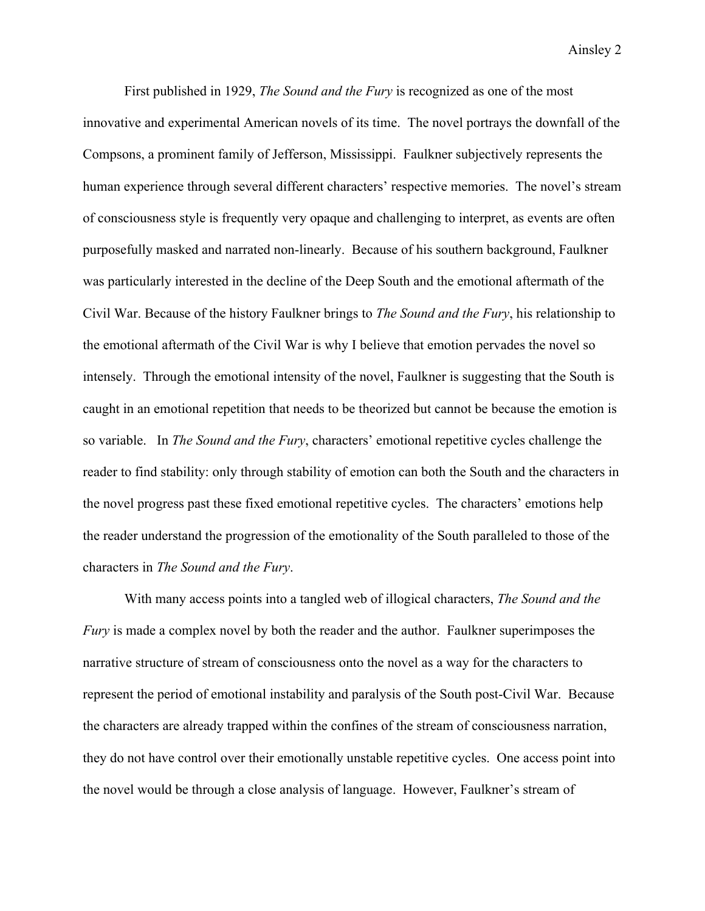First published in 1929, *The Sound and the Fury* is recognized as one of the most innovative and experimental American novels of its time. The novel portrays the downfall of the Compsons, a prominent family of Jefferson, Mississippi. Faulkner subjectively represents the human experience through several different characters' respective memories. The novel's stream of consciousness style is frequently very opaque and challenging to interpret, as events are often purposefully masked and narrated non-linearly. Because of his southern background, Faulkner was particularly interested in the decline of the Deep South and the emotional aftermath of the Civil War. Because of the history Faulkner brings to *The Sound and the Fury*, his relationship to the emotional aftermath of the Civil War is why I believe that emotion pervades the novel so intensely. Through the emotional intensity of the novel, Faulkner is suggesting that the South is caught in an emotional repetition that needs to be theorized but cannot be because the emotion is so variable. In *The Sound and the Fury*, characters' emotional repetitive cycles challenge the reader to find stability: only through stability of emotion can both the South and the characters in the novel progress past these fixed emotional repetitive cycles. The characters' emotions help the reader understand the progression of the emotionality of the South paralleled to those of the characters in *The Sound and the Fury*.

With many access points into a tangled web of illogical characters, *The Sound and the Fury* is made a complex novel by both the reader and the author. Faulkner superimposes the narrative structure of stream of consciousness onto the novel as a way for the characters to represent the period of emotional instability and paralysis of the South post-Civil War. Because the characters are already trapped within the confines of the stream of consciousness narration, they do not have control over their emotionally unstable repetitive cycles. One access point into the novel would be through a close analysis of language. However, Faulkner's stream of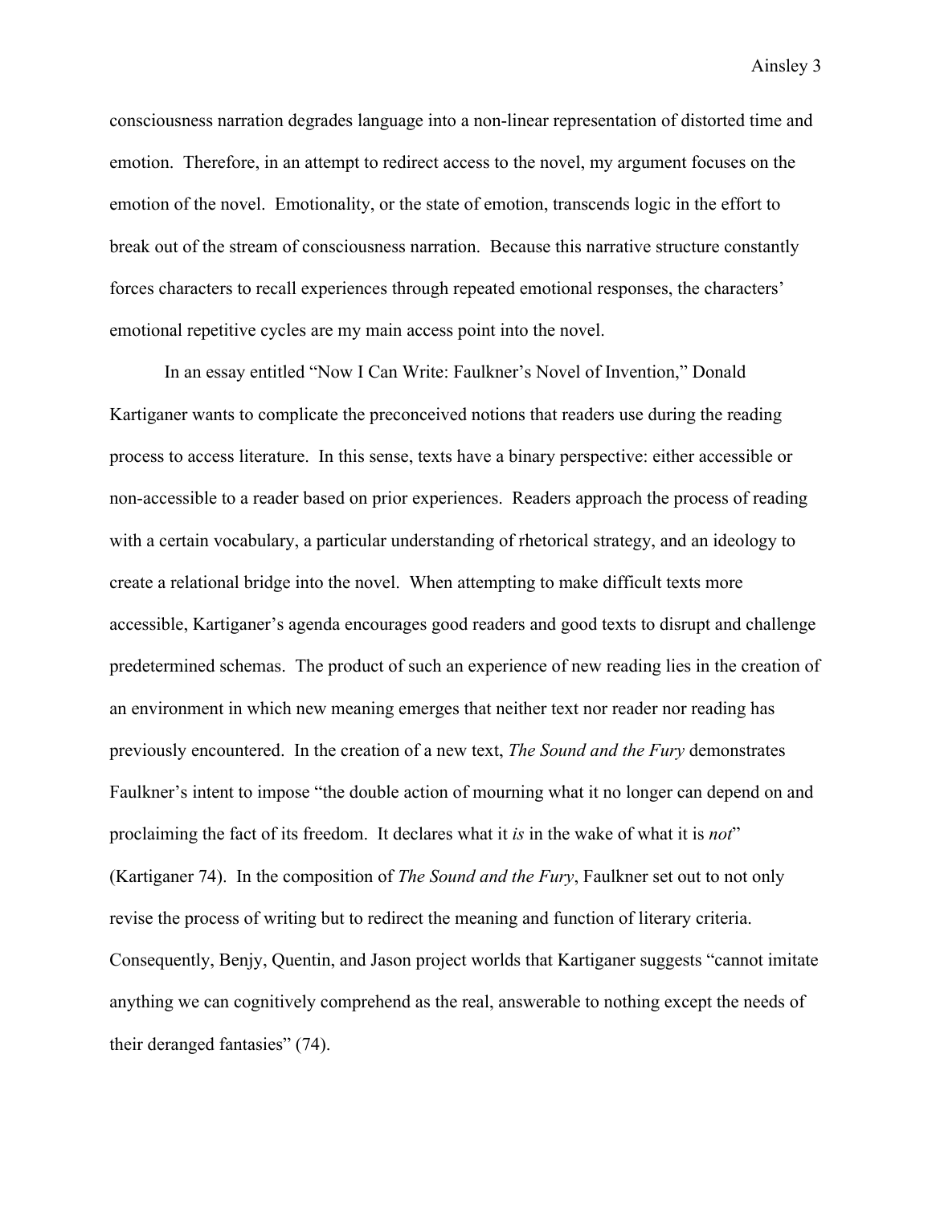consciousness narration degrades language into a non-linear representation of distorted time and emotion. Therefore, in an attempt to redirect access to the novel, my argument focuses on the emotion of the novel. Emotionality, or the state of emotion, transcends logic in the effort to break out of the stream of consciousness narration. Because this narrative structure constantly forces characters to recall experiences through repeated emotional responses, the characters' emotional repetitive cycles are my main access point into the novel.

In an essay entitled "Now I Can Write: Faulkner's Novel of Invention," Donald Kartiganer wants to complicate the preconceived notions that readers use during the reading process to access literature. In this sense, texts have a binary perspective: either accessible or non-accessible to a reader based on prior experiences. Readers approach the process of reading with a certain vocabulary, a particular understanding of rhetorical strategy, and an ideology to create a relational bridge into the novel. When attempting to make difficult texts more accessible, Kartiganer's agenda encourages good readers and good texts to disrupt and challenge predetermined schemas. The product of such an experience of new reading lies in the creation of an environment in which new meaning emerges that neither text nor reader nor reading has previously encountered. In the creation of a new text, *The Sound and the Fury* demonstrates Faulkner's intent to impose "the double action of mourning what it no longer can depend on and proclaiming the fact of its freedom. It declares what it *is* in the wake of what it is *not*" (Kartiganer 74). In the composition of *The Sound and the Fury*, Faulkner set out to not only revise the process of writing but to redirect the meaning and function of literary criteria. Consequently, Benjy, Quentin, and Jason project worlds that Kartiganer suggests "cannot imitate anything we can cognitively comprehend as the real, answerable to nothing except the needs of their deranged fantasies" (74).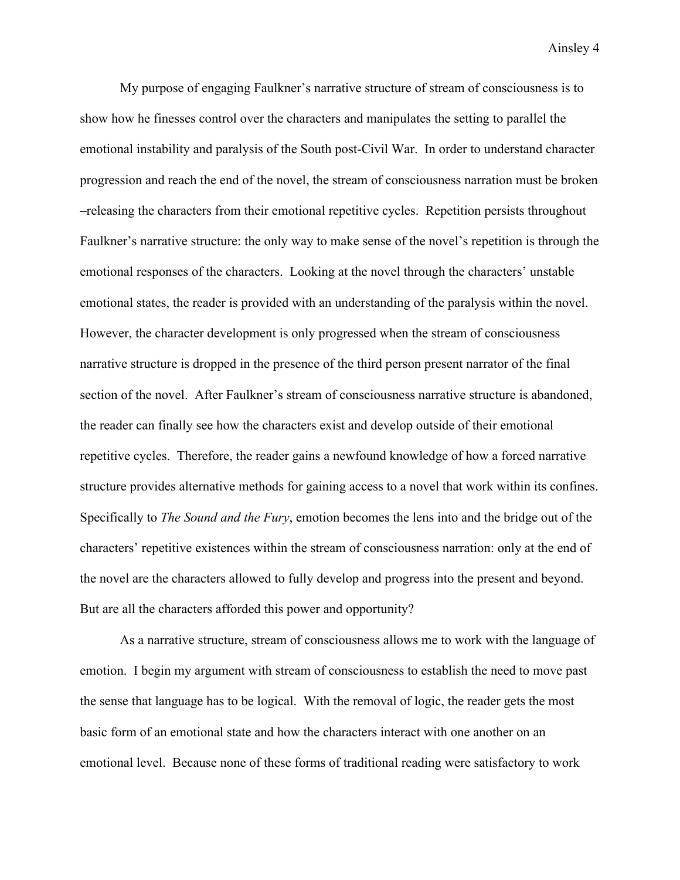My purpose of engaging Faulkner's narrative structure of stream of consciousness is to show how he finesses control over the characters and manipulates the setting to parallel the emotional instability and paralysis of the South post-Civil War. In order to understand character progression and reach the end of the novel, the stream of consciousness narration must be broken –releasing the characters from their emotional repetitive cycles. Repetition persists throughout Faulkner's narrative structure: the only way to make sense of the novel's repetition is through the emotional responses of the characters. Looking at the novel through the characters' unstable emotional states, the reader is provided with an understanding of the paralysis within the novel. However, the character development is only progressed when the stream of consciousness narrative structure is dropped in the presence of the third person present narrator of the final section of the novel. After Faulkner's stream of consciousness narrative structure is abandoned, the reader can finally see how the characters exist and develop outside of their emotional repetitive cycles. Therefore, the reader gains a newfound knowledge of how a forced narrative structure provides alternative methods for gaining access to a novel that work within its confines. Specifically to *The Sound and the Fury*, emotion becomes the lens into and the bridge out of the characters' repetitive existences within the stream of consciousness narration: only at the end of the novel are the characters allowed to fully develop and progress into the present and beyond. But are all the characters afforded this power and opportunity?

As a narrative structure, stream of consciousness allows me to work with the language of emotion. I begin my argument with stream of consciousness to establish the need to move past the sense that language has to be logical. With the removal of logic, the reader gets the most basic form of an emotional state and how the characters interact with one another on an emotional level. Because none of these forms of traditional reading were satisfactory to work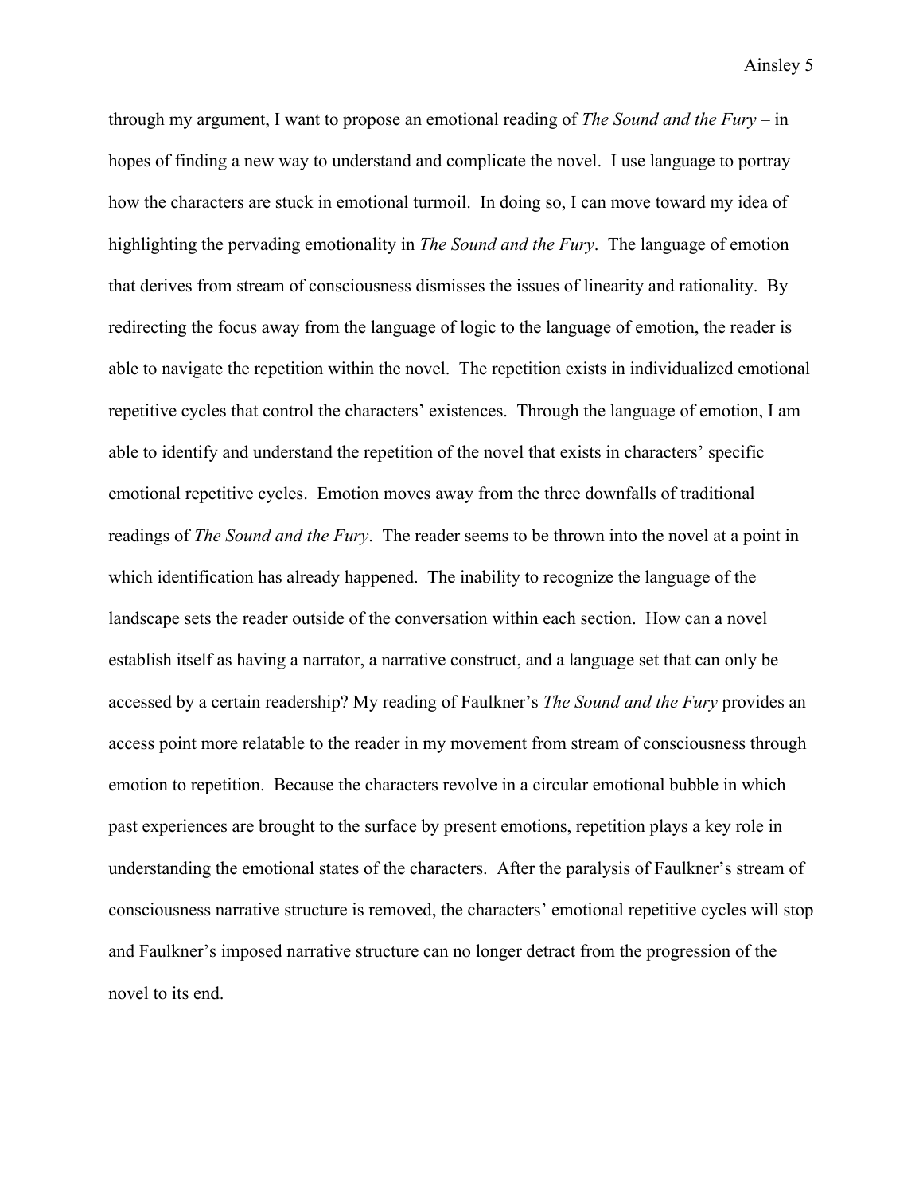through my argument, I want to propose an emotional reading of *The Sound and the Fury* – in hopes of finding a new way to understand and complicate the novel. I use language to portray how the characters are stuck in emotional turmoil. In doing so, I can move toward my idea of highlighting the pervading emotionality in *The Sound and the Fury*. The language of emotion that derives from stream of consciousness dismisses the issues of linearity and rationality. By redirecting the focus away from the language of logic to the language of emotion, the reader is able to navigate the repetition within the novel. The repetition exists in individualized emotional repetitive cycles that control the characters' existences. Through the language of emotion, I am able to identify and understand the repetition of the novel that exists in characters' specific emotional repetitive cycles. Emotion moves away from the three downfalls of traditional readings of *The Sound and the Fury*. The reader seems to be thrown into the novel at a point in which identification has already happened. The inability to recognize the language of the landscape sets the reader outside of the conversation within each section. How can a novel establish itself as having a narrator, a narrative construct, and a language set that can only be accessed by a certain readership? My reading of Faulkner's *The Sound and the Fury* provides an access point more relatable to the reader in my movement from stream of consciousness through emotion to repetition. Because the characters revolve in a circular emotional bubble in which past experiences are brought to the surface by present emotions, repetition plays a key role in understanding the emotional states of the characters. After the paralysis of Faulkner's stream of consciousness narrative structure is removed, the characters' emotional repetitive cycles will stop and Faulkner's imposed narrative structure can no longer detract from the progression of the novel to its end.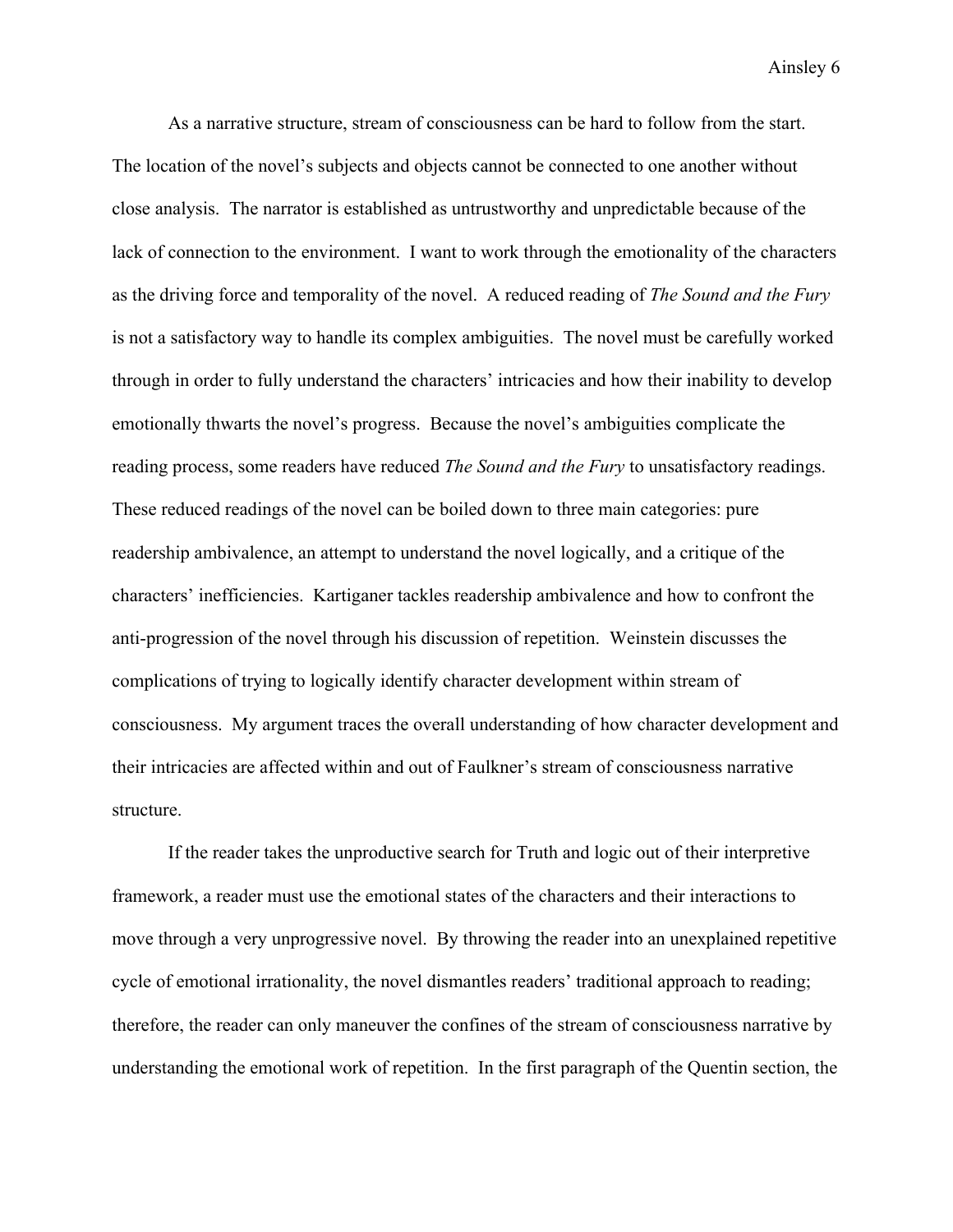As a narrative structure, stream of consciousness can be hard to follow from the start. The location of the novel's subjects and objects cannot be connected to one another without close analysis. The narrator is established as untrustworthy and unpredictable because of the lack of connection to the environment. I want to work through the emotionality of the characters as the driving force and temporality of the novel. A reduced reading of *The Sound and the Fury* is not a satisfactory way to handle its complex ambiguities. The novel must be carefully worked through in order to fully understand the characters' intricacies and how their inability to develop emotionally thwarts the novel's progress. Because the novel's ambiguities complicate the reading process, some readers have reduced *The Sound and the Fury* to unsatisfactory readings. These reduced readings of the novel can be boiled down to three main categories: pure readership ambivalence, an attempt to understand the novel logically, and a critique of the characters' inefficiencies. Kartiganer tackles readership ambivalence and how to confront the anti-progression of the novel through his discussion of repetition. Weinstein discusses the complications of trying to logically identify character development within stream of consciousness. My argument traces the overall understanding of how character development and their intricacies are affected within and out of Faulkner's stream of consciousness narrative structure.

If the reader takes the unproductive search for Truth and logic out of their interpretive framework, a reader must use the emotional states of the characters and their interactions to move through a very unprogressive novel. By throwing the reader into an unexplained repetitive cycle of emotional irrationality, the novel dismantles readers' traditional approach to reading; therefore, the reader can only maneuver the confines of the stream of consciousness narrative by understanding the emotional work of repetition. In the first paragraph of the Quentin section, the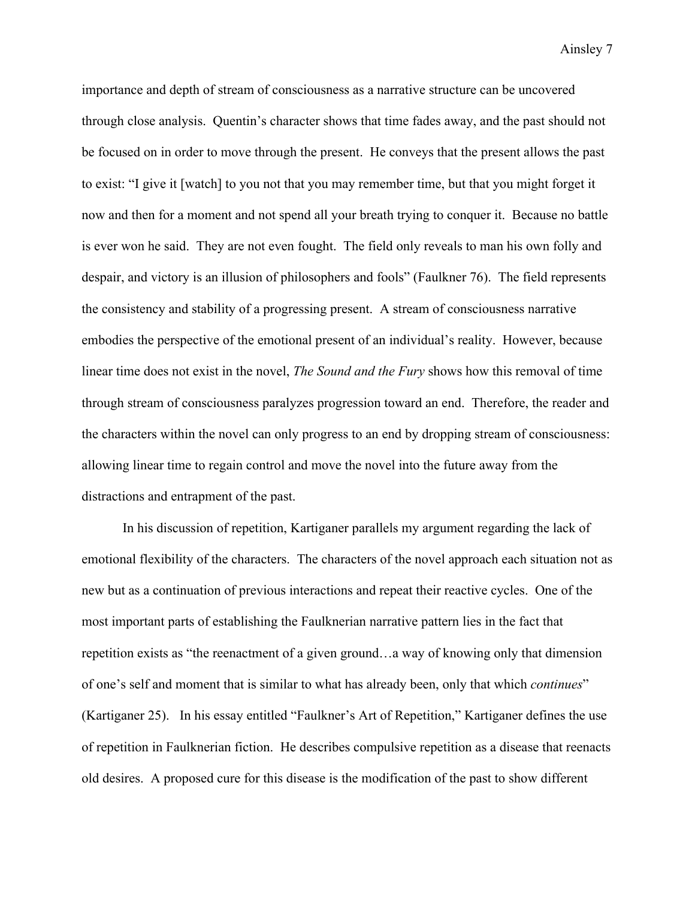importance and depth of stream of consciousness as a narrative structure can be uncovered through close analysis. Quentin's character shows that time fades away, and the past should not be focused on in order to move through the present. He conveys that the present allows the past to exist: "I give it [watch] to you not that you may remember time, but that you might forget it now and then for a moment and not spend all your breath trying to conquer it. Because no battle is ever won he said. They are not even fought. The field only reveals to man his own folly and despair, and victory is an illusion of philosophers and fools" (Faulkner 76). The field represents the consistency and stability of a progressing present. A stream of consciousness narrative embodies the perspective of the emotional present of an individual's reality. However, because linear time does not exist in the novel, *The Sound and the Fury* shows how this removal of time through stream of consciousness paralyzes progression toward an end. Therefore, the reader and the characters within the novel can only progress to an end by dropping stream of consciousness: allowing linear time to regain control and move the novel into the future away from the distractions and entrapment of the past.

In his discussion of repetition, Kartiganer parallels my argument regarding the lack of emotional flexibility of the characters. The characters of the novel approach each situation not as new but as a continuation of previous interactions and repeat their reactive cycles. One of the most important parts of establishing the Faulknerian narrative pattern lies in the fact that repetition exists as "the reenactment of a given ground…a way of knowing only that dimension of one's self and moment that is similar to what has already been, only that which *continues*" (Kartiganer 25). In his essay entitled "Faulkner's Art of Repetition," Kartiganer defines the use of repetition in Faulknerian fiction. He describes compulsive repetition as a disease that reenacts old desires. A proposed cure for this disease is the modification of the past to show different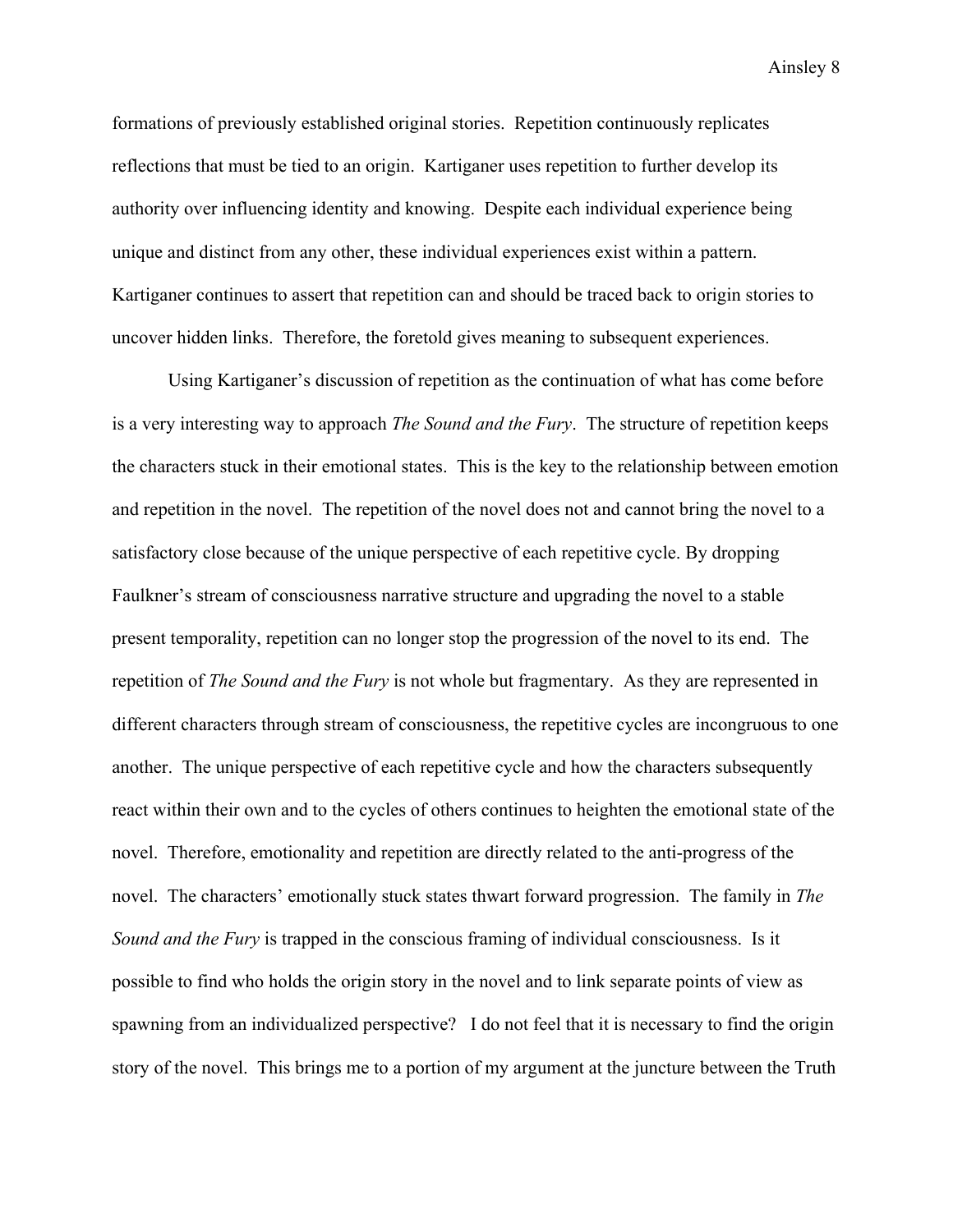formations of previously established original stories. Repetition continuously replicates reflections that must be tied to an origin. Kartiganer uses repetition to further develop its authority over influencing identity and knowing. Despite each individual experience being unique and distinct from any other, these individual experiences exist within a pattern. Kartiganer continues to assert that repetition can and should be traced back to origin stories to uncover hidden links. Therefore, the foretold gives meaning to subsequent experiences.

Using Kartiganer's discussion of repetition as the continuation of what has come before is a very interesting way to approach *The Sound and the Fury*. The structure of repetition keeps the characters stuck in their emotional states. This is the key to the relationship between emotion and repetition in the novel. The repetition of the novel does not and cannot bring the novel to a satisfactory close because of the unique perspective of each repetitive cycle. By dropping Faulkner's stream of consciousness narrative structure and upgrading the novel to a stable present temporality, repetition can no longer stop the progression of the novel to its end. The repetition of *The Sound and the Fury* is not whole but fragmentary. As they are represented in different characters through stream of consciousness, the repetitive cycles are incongruous to one another. The unique perspective of each repetitive cycle and how the characters subsequently react within their own and to the cycles of others continues to heighten the emotional state of the novel. Therefore, emotionality and repetition are directly related to the anti-progress of the novel. The characters' emotionally stuck states thwart forward progression. The family in *The Sound and the Fury* is trapped in the conscious framing of individual consciousness. Is it possible to find who holds the origin story in the novel and to link separate points of view as spawning from an individualized perspective? I do not feel that it is necessary to find the origin story of the novel. This brings me to a portion of my argument at the juncture between the Truth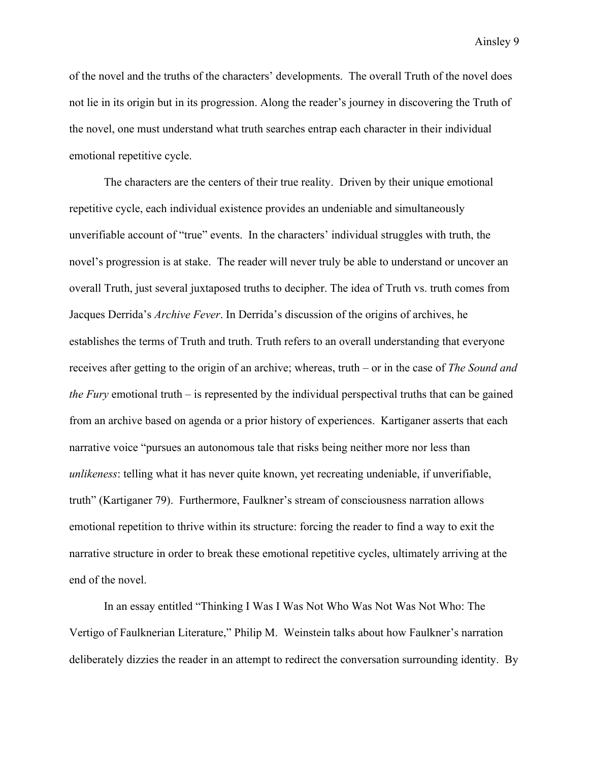of the novel and the truths of the characters' developments. The overall Truth of the novel does not lie in its origin but in its progression. Along the reader's journey in discovering the Truth of the novel, one must understand what truth searches entrap each character in their individual emotional repetitive cycle.

The characters are the centers of their true reality. Driven by their unique emotional repetitive cycle, each individual existence provides an undeniable and simultaneously unverifiable account of "true" events. In the characters' individual struggles with truth, the novel's progression is at stake. The reader will never truly be able to understand or uncover an overall Truth, just several juxtaposed truths to decipher. The idea of Truth vs. truth comes from Jacques Derrida's *Archive Fever*. In Derrida's discussion of the origins of archives, he establishes the terms of Truth and truth. Truth refers to an overall understanding that everyone receives after getting to the origin of an archive; whereas, truth – or in the case of *The Sound and the Fury* emotional truth – is represented by the individual perspectival truths that can be gained from an archive based on agenda or a prior history of experiences. Kartiganer asserts that each narrative voice "pursues an autonomous tale that risks being neither more nor less than *unlikeness*: telling what it has never quite known, yet recreating undeniable, if unverifiable, truth" (Kartiganer 79). Furthermore, Faulkner's stream of consciousness narration allows emotional repetition to thrive within its structure: forcing the reader to find a way to exit the narrative structure in order to break these emotional repetitive cycles, ultimately arriving at the end of the novel.

In an essay entitled "Thinking I Was I Was Not Who Was Not Was Not Who: The Vertigo of Faulknerian Literature," Philip M. Weinstein talks about how Faulkner's narration deliberately dizzies the reader in an attempt to redirect the conversation surrounding identity. By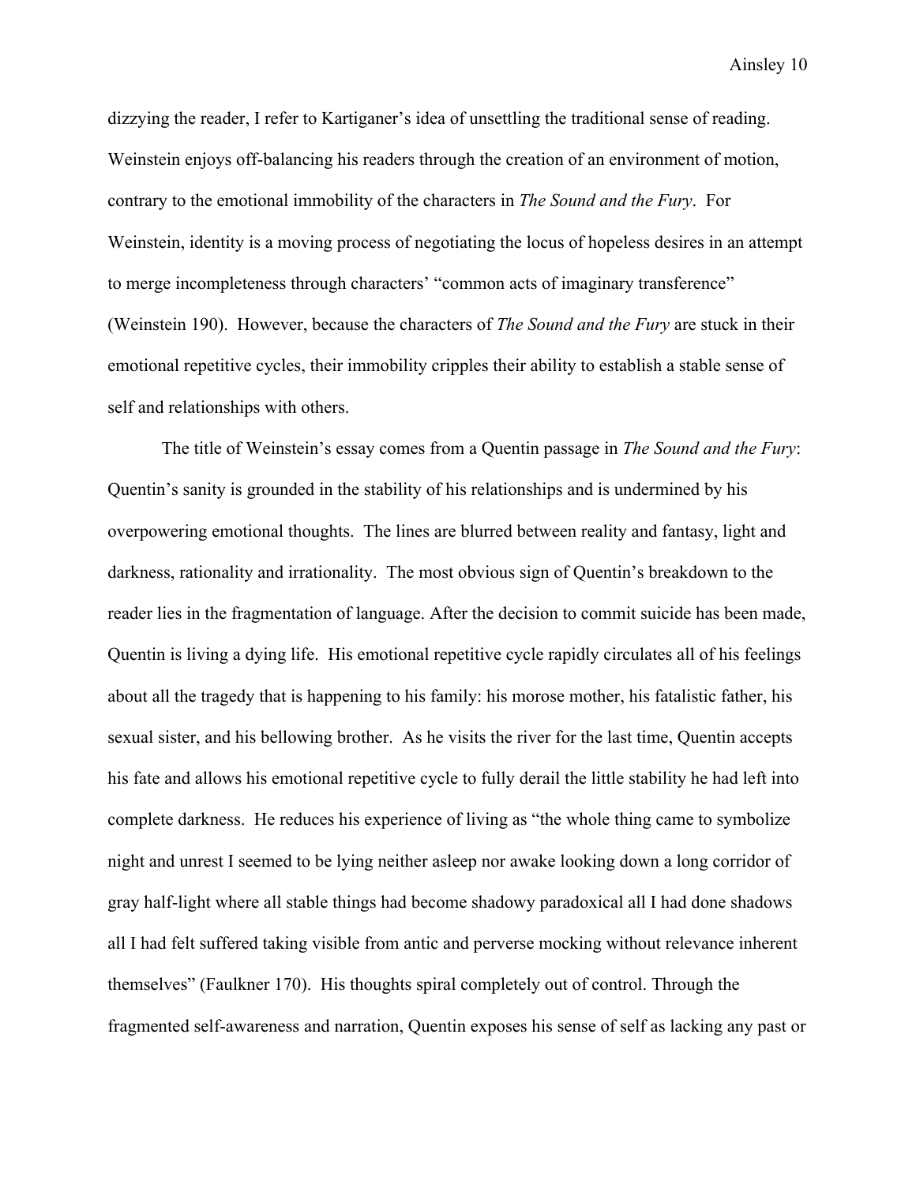dizzying the reader, I refer to Kartiganer's idea of unsettling the traditional sense of reading. Weinstein enjoys off-balancing his readers through the creation of an environment of motion, contrary to the emotional immobility of the characters in *The Sound and the Fury*. For Weinstein, identity is a moving process of negotiating the locus of hopeless desires in an attempt to merge incompleteness through characters' "common acts of imaginary transference" (Weinstein 190). However, because the characters of *The Sound and the Fury* are stuck in their emotional repetitive cycles, their immobility cripples their ability to establish a stable sense of self and relationships with others.

The title of Weinstein's essay comes from a Quentin passage in *The Sound and the Fury*: Quentin's sanity is grounded in the stability of his relationships and is undermined by his overpowering emotional thoughts. The lines are blurred between reality and fantasy, light and darkness, rationality and irrationality. The most obvious sign of Quentin's breakdown to the reader lies in the fragmentation of language. After the decision to commit suicide has been made, Quentin is living a dying life. His emotional repetitive cycle rapidly circulates all of his feelings about all the tragedy that is happening to his family: his morose mother, his fatalistic father, his sexual sister, and his bellowing brother. As he visits the river for the last time, Quentin accepts his fate and allows his emotional repetitive cycle to fully derail the little stability he had left into complete darkness. He reduces his experience of living as "the whole thing came to symbolize night and unrest I seemed to be lying neither asleep nor awake looking down a long corridor of gray half-light where all stable things had become shadowy paradoxical all I had done shadows all I had felt suffered taking visible from antic and perverse mocking without relevance inherent themselves" (Faulkner 170). His thoughts spiral completely out of control. Through the fragmented self-awareness and narration, Quentin exposes his sense of self as lacking any past or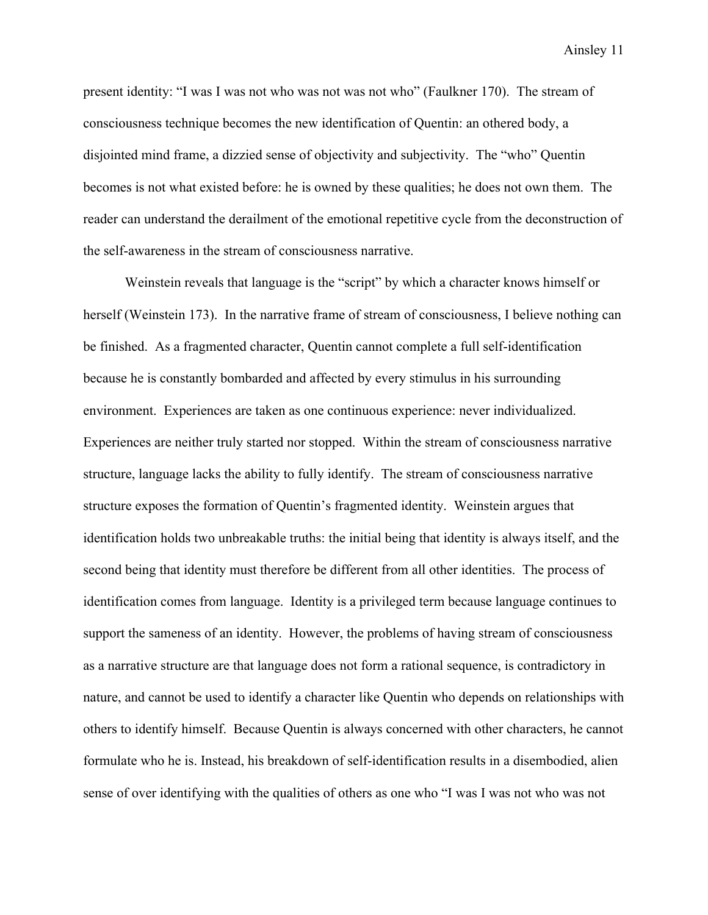present identity: "I was I was not who was not was not who" (Faulkner 170). The stream of consciousness technique becomes the new identification of Quentin: an othered body, a disjointed mind frame, a dizzied sense of objectivity and subjectivity. The "who" Quentin becomes is not what existed before: he is owned by these qualities; he does not own them. The reader can understand the derailment of the emotional repetitive cycle from the deconstruction of the self-awareness in the stream of consciousness narrative.

Weinstein reveals that language is the "script" by which a character knows himself or herself (Weinstein 173). In the narrative frame of stream of consciousness, I believe nothing can be finished. As a fragmented character, Quentin cannot complete a full self-identification because he is constantly bombarded and affected by every stimulus in his surrounding environment. Experiences are taken as one continuous experience: never individualized. Experiences are neither truly started nor stopped. Within the stream of consciousness narrative structure, language lacks the ability to fully identify. The stream of consciousness narrative structure exposes the formation of Quentin's fragmented identity. Weinstein argues that identification holds two unbreakable truths: the initial being that identity is always itself, and the second being that identity must therefore be different from all other identities. The process of identification comes from language. Identity is a privileged term because language continues to support the sameness of an identity. However, the problems of having stream of consciousness as a narrative structure are that language does not form a rational sequence, is contradictory in nature, and cannot be used to identify a character like Quentin who depends on relationships with others to identify himself. Because Quentin is always concerned with other characters, he cannot formulate who he is. Instead, his breakdown of self-identification results in a disembodied, alien sense of over identifying with the qualities of others as one who "I was I was not who was not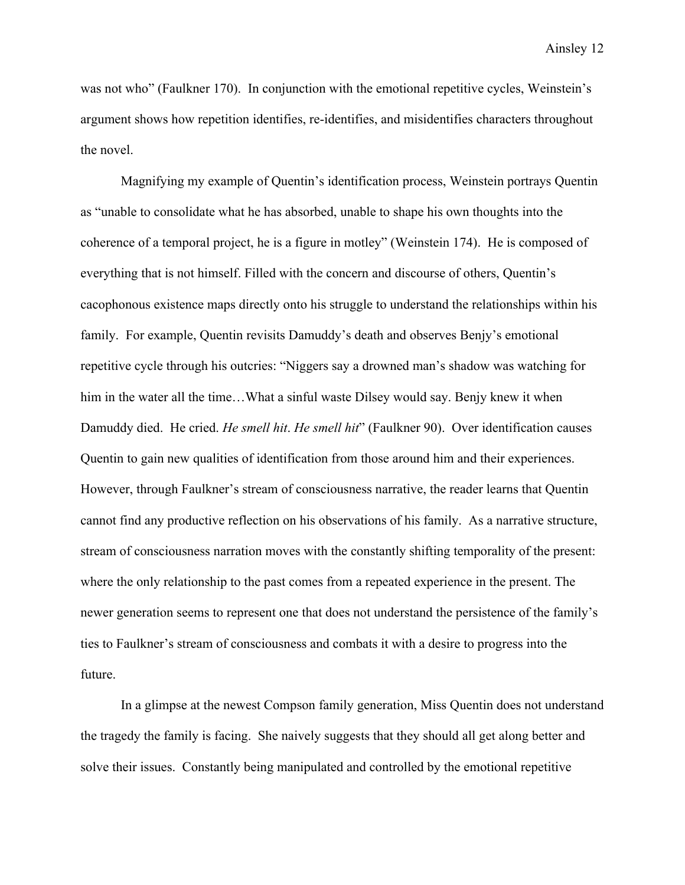was not who" (Faulkner 170). In conjunction with the emotional repetitive cycles, Weinstein's argument shows how repetition identifies, re-identifies, and misidentifies characters throughout the novel.

Magnifying my example of Quentin's identification process, Weinstein portrays Quentin as "unable to consolidate what he has absorbed, unable to shape his own thoughts into the coherence of a temporal project, he is a figure in motley" (Weinstein 174). He is composed of everything that is not himself. Filled with the concern and discourse of others, Quentin's cacophonous existence maps directly onto his struggle to understand the relationships within his family. For example, Quentin revisits Damuddy's death and observes Benjy's emotional repetitive cycle through his outcries: "Niggers say a drowned man's shadow was watching for him in the water all the time…What a sinful waste Dilsey would say. Benjy knew it when Damuddy died. He cried. *He smell hit*. *He smell hit*" (Faulkner 90). Over identification causes Quentin to gain new qualities of identification from those around him and their experiences. However, through Faulkner's stream of consciousness narrative, the reader learns that Quentin cannot find any productive reflection on his observations of his family. As a narrative structure, stream of consciousness narration moves with the constantly shifting temporality of the present: where the only relationship to the past comes from a repeated experience in the present. The newer generation seems to represent one that does not understand the persistence of the family's ties to Faulkner's stream of consciousness and combats it with a desire to progress into the future.

In a glimpse at the newest Compson family generation, Miss Quentin does not understand the tragedy the family is facing. She naively suggests that they should all get along better and solve their issues. Constantly being manipulated and controlled by the emotional repetitive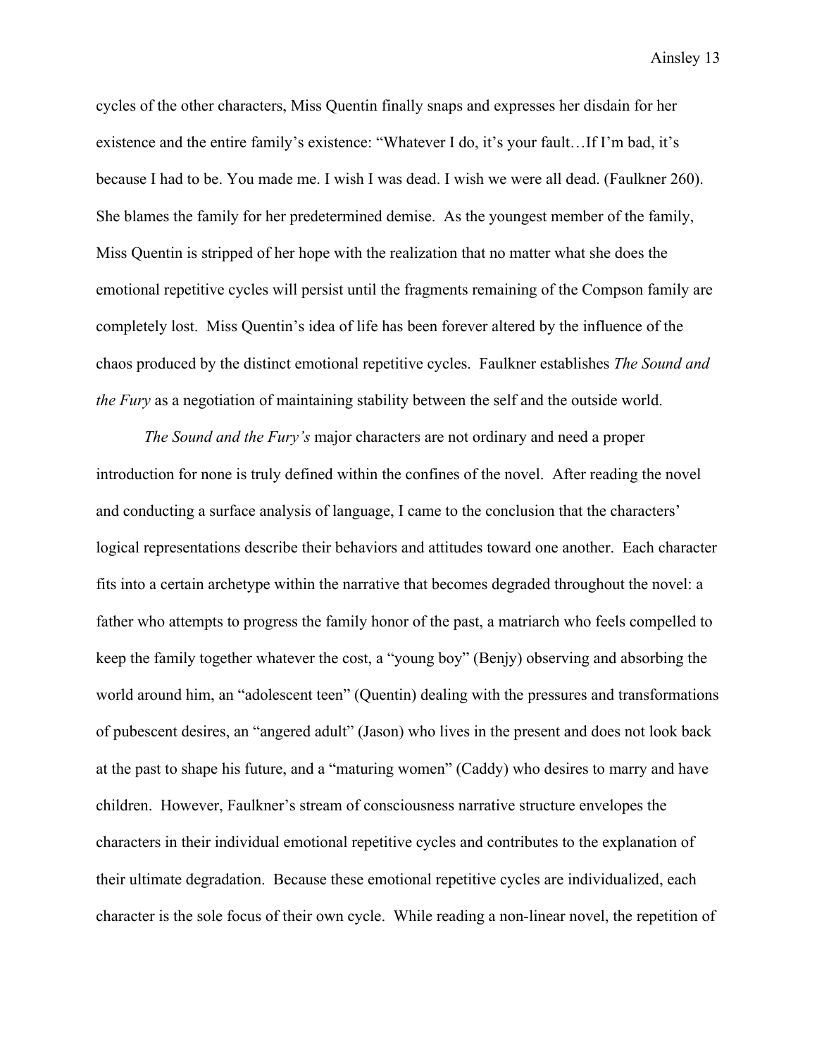cycles of the other characters, Miss Quentin finally snaps and expresses her disdain for her existence and the entire family's existence: "Whatever I do, it's your fault…If I'm bad, it's because I had to be. You made me. I wish I was dead. I wish we were all dead. (Faulkner 260). She blames the family for her predetermined demise. As the youngest member of the family, Miss Quentin is stripped of her hope with the realization that no matter what she does the emotional repetitive cycles will persist until the fragments remaining of the Compson family are completely lost. Miss Quentin's idea of life has been forever altered by the influence of the chaos produced by the distinct emotional repetitive cycles. Faulkner establishes *The Sound and the Fury* as a negotiation of maintaining stability between the self and the outside world.

*The Sound and the Fury's* major characters are not ordinary and need a proper introduction for none is truly defined within the confines of the novel. After reading the novel and conducting a surface analysis of language, I came to the conclusion that the characters' logical representations describe their behaviors and attitudes toward one another. Each character fits into a certain archetype within the narrative that becomes degraded throughout the novel: a father who attempts to progress the family honor of the past, a matriarch who feels compelled to keep the family together whatever the cost, a "young boy" (Benjy) observing and absorbing the world around him, an "adolescent teen" (Quentin) dealing with the pressures and transformations of pubescent desires, an "angered adult" (Jason) who lives in the present and does not look back at the past to shape his future, and a "maturing women" (Caddy) who desires to marry and have children. However, Faulkner's stream of consciousness narrative structure envelopes the characters in their individual emotional repetitive cycles and contributes to the explanation of their ultimate degradation. Because these emotional repetitive cycles are individualized, each character is the sole focus of their own cycle. While reading a non-linear novel, the repetition of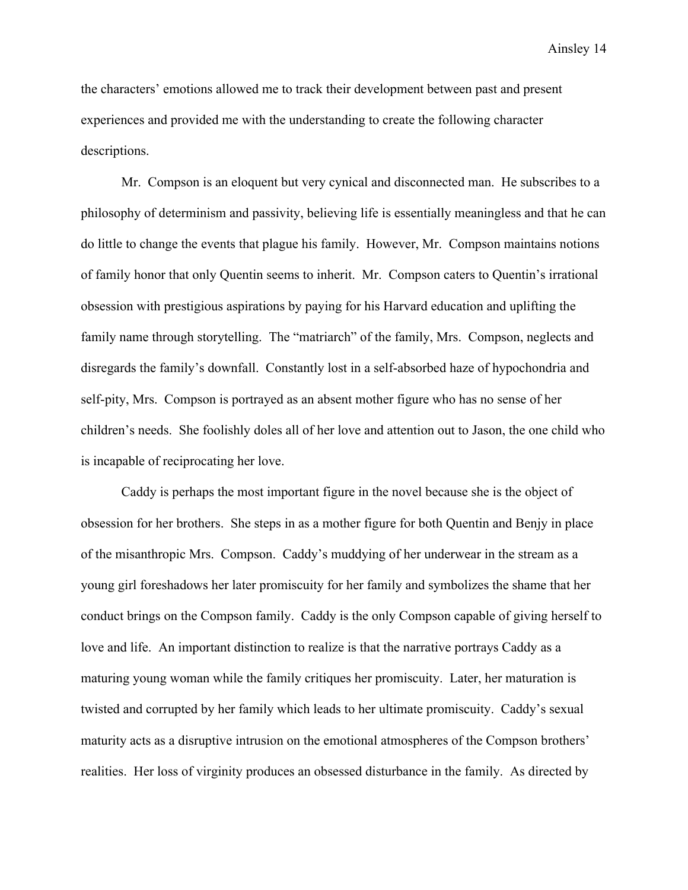the characters' emotions allowed me to track their development between past and present experiences and provided me with the understanding to create the following character descriptions.

Mr. Compson is an eloquent but very cynical and disconnected man. He subscribes to a philosophy of determinism and passivity, believing life is essentially meaningless and that he can do little to change the events that plague his family. However, Mr. Compson maintains notions of family honor that only Quentin seems to inherit. Mr. Compson caters to Quentin's irrational obsession with prestigious aspirations by paying for his Harvard education and uplifting the family name through storytelling. The "matriarch" of the family, Mrs. Compson, neglects and disregards the family's downfall. Constantly lost in a self-absorbed haze of hypochondria and self-pity, Mrs. Compson is portrayed as an absent mother figure who has no sense of her children's needs. She foolishly doles all of her love and attention out to Jason, the one child who is incapable of reciprocating her love.

Caddy is perhaps the most important figure in the novel because she is the object of obsession for her brothers. She steps in as a mother figure for both Quentin and Benjy in place of the misanthropic Mrs. Compson. Caddy's muddying of her underwear in the stream as a young girl foreshadows her later promiscuity for her family and symbolizes the shame that her conduct brings on the Compson family. Caddy is the only Compson capable of giving herself to love and life. An important distinction to realize is that the narrative portrays Caddy as a maturing young woman while the family critiques her promiscuity. Later, her maturation is twisted and corrupted by her family which leads to her ultimate promiscuity. Caddy's sexual maturity acts as a disruptive intrusion on the emotional atmospheres of the Compson brothers' realities. Her loss of virginity produces an obsessed disturbance in the family. As directed by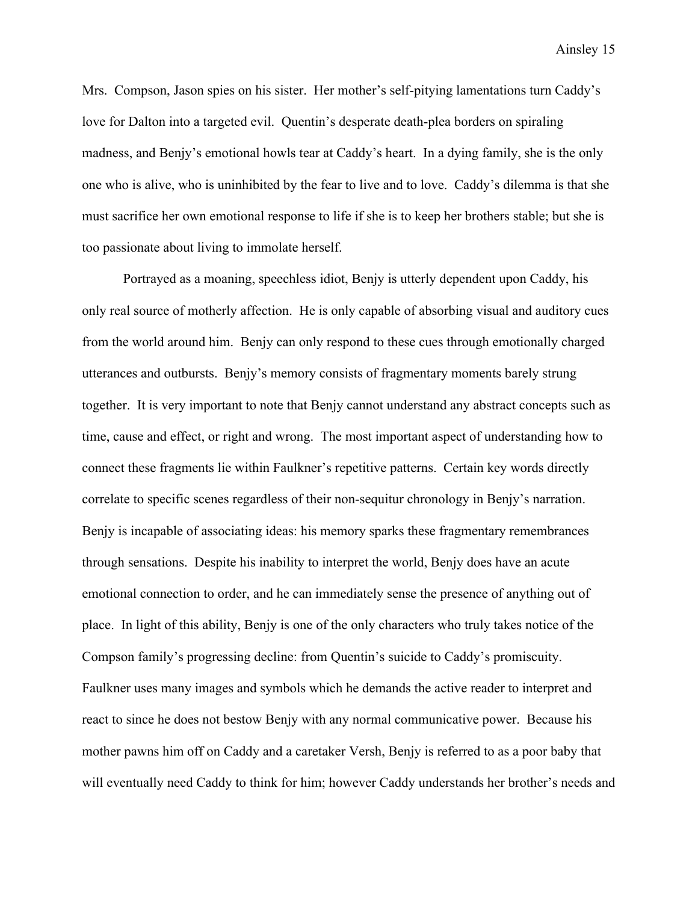Mrs. Compson, Jason spies on his sister. Her mother's self-pitying lamentations turn Caddy's love for Dalton into a targeted evil. Quentin's desperate death-plea borders on spiraling madness, and Benjy's emotional howls tear at Caddy's heart. In a dying family, she is the only one who is alive, who is uninhibited by the fear to live and to love. Caddy's dilemma is that she must sacrifice her own emotional response to life if she is to keep her brothers stable; but she is too passionate about living to immolate herself.

Portrayed as a moaning, speechless idiot, Benjy is utterly dependent upon Caddy, his only real source of motherly affection. He is only capable of absorbing visual and auditory cues from the world around him. Benjy can only respond to these cues through emotionally charged utterances and outbursts. Benjy's memory consists of fragmentary moments barely strung together. It is very important to note that Benjy cannot understand any abstract concepts such as time, cause and effect, or right and wrong. The most important aspect of understanding how to connect these fragments lie within Faulkner's repetitive patterns. Certain key words directly correlate to specific scenes regardless of their non-sequitur chronology in Benjy's narration. Benjy is incapable of associating ideas: his memory sparks these fragmentary remembrances through sensations. Despite his inability to interpret the world, Benjy does have an acute emotional connection to order, and he can immediately sense the presence of anything out of place. In light of this ability, Benjy is one of the only characters who truly takes notice of the Compson family's progressing decline: from Quentin's suicide to Caddy's promiscuity. Faulkner uses many images and symbols which he demands the active reader to interpret and react to since he does not bestow Benjy with any normal communicative power. Because his mother pawns him off on Caddy and a caretaker Versh, Benjy is referred to as a poor baby that will eventually need Caddy to think for him; however Caddy understands her brother's needs and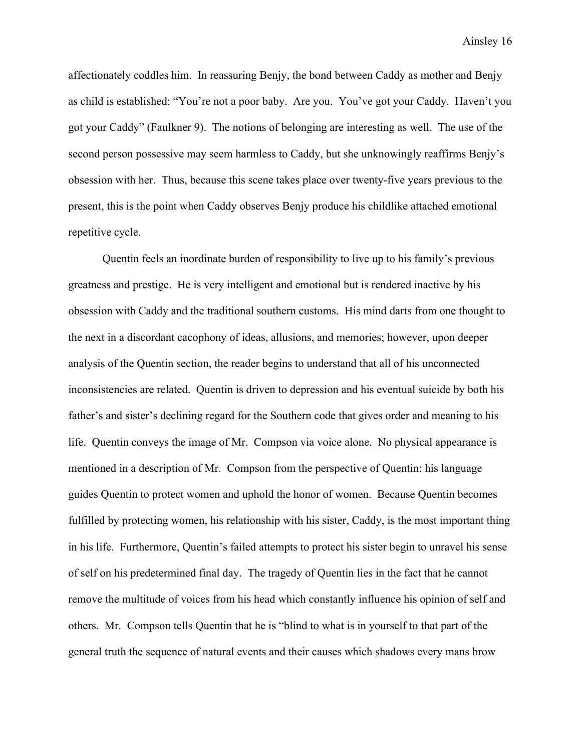affectionately coddles him. In reassuring Benjy, the bond between Caddy as mother and Benjy as child is established: "You're not a poor baby. Are you. You've got your Caddy. Haven't you got your Caddy" (Faulkner 9). The notions of belonging are interesting as well. The use of the second person possessive may seem harmless to Caddy, but she unknowingly reaffirms Benjy's obsession with her. Thus, because this scene takes place over twenty-five years previous to the present, this is the point when Caddy observes Benjy produce his childlike attached emotional repetitive cycle.

Quentin feels an inordinate burden of responsibility to live up to his family's previous greatness and prestige. He is very intelligent and emotional but is rendered inactive by his obsession with Caddy and the traditional southern customs. His mind darts from one thought to the next in a discordant cacophony of ideas, allusions, and memories; however, upon deeper analysis of the Quentin section, the reader begins to understand that all of his unconnected inconsistencies are related. Quentin is driven to depression and his eventual suicide by both his father's and sister's declining regard for the Southern code that gives order and meaning to his life. Quentin conveys the image of Mr. Compson via voice alone. No physical appearance is mentioned in a description of Mr. Compson from the perspective of Quentin: his language guides Quentin to protect women and uphold the honor of women. Because Quentin becomes fulfilled by protecting women, his relationship with his sister, Caddy, is the most important thing in his life. Furthermore, Quentin's failed attempts to protect his sister begin to unravel his sense of self on his predetermined final day. The tragedy of Quentin lies in the fact that he cannot remove the multitude of voices from his head which constantly influence his opinion of self and others. Mr. Compson tells Quentin that he is "blind to what is in yourself to that part of the general truth the sequence of natural events and their causes which shadows every mans brow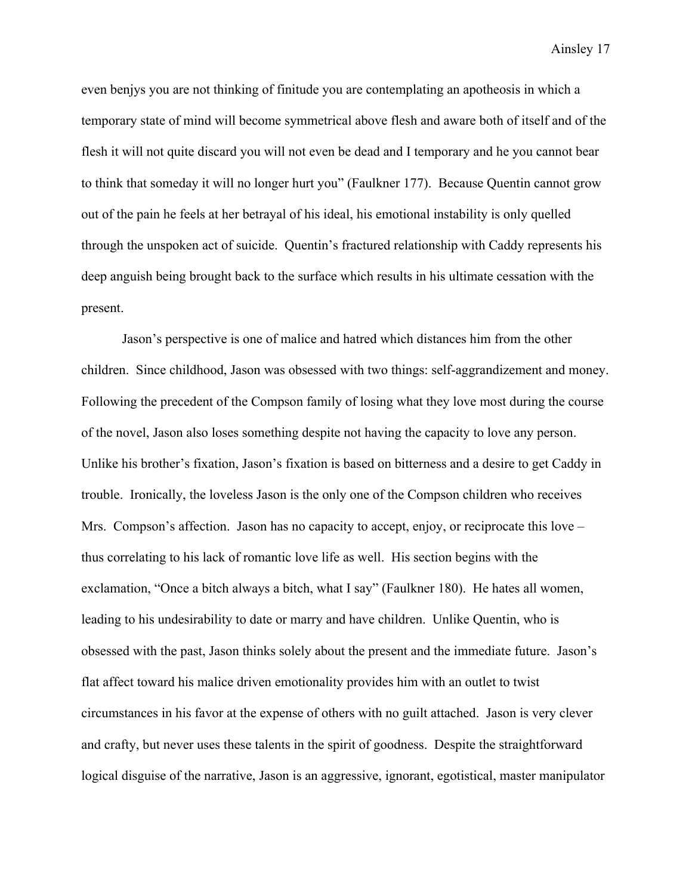even benjys you are not thinking of finitude you are contemplating an apotheosis in which a temporary state of mind will become symmetrical above flesh and aware both of itself and of the flesh it will not quite discard you will not even be dead and I temporary and he you cannot bear to think that someday it will no longer hurt you" (Faulkner 177). Because Quentin cannot grow out of the pain he feels at her betrayal of his ideal, his emotional instability is only quelled through the unspoken act of suicide. Quentin's fractured relationship with Caddy represents his deep anguish being brought back to the surface which results in his ultimate cessation with the present.

Jason's perspective is one of malice and hatred which distances him from the other children. Since childhood, Jason was obsessed with two things: self-aggrandizement and money. Following the precedent of the Compson family of losing what they love most during the course of the novel, Jason also loses something despite not having the capacity to love any person. Unlike his brother's fixation, Jason's fixation is based on bitterness and a desire to get Caddy in trouble. Ironically, the loveless Jason is the only one of the Compson children who receives Mrs. Compson's affection. Jason has no capacity to accept, enjoy, or reciprocate this love – thus correlating to his lack of romantic love life as well. His section begins with the exclamation, "Once a bitch always a bitch, what I say" (Faulkner 180). He hates all women, leading to his undesirability to date or marry and have children. Unlike Quentin, who is obsessed with the past, Jason thinks solely about the present and the immediate future. Jason's flat affect toward his malice driven emotionality provides him with an outlet to twist circumstances in his favor at the expense of others with no guilt attached. Jason is very clever and crafty, but never uses these talents in the spirit of goodness. Despite the straightforward logical disguise of the narrative, Jason is an aggressive, ignorant, egotistical, master manipulator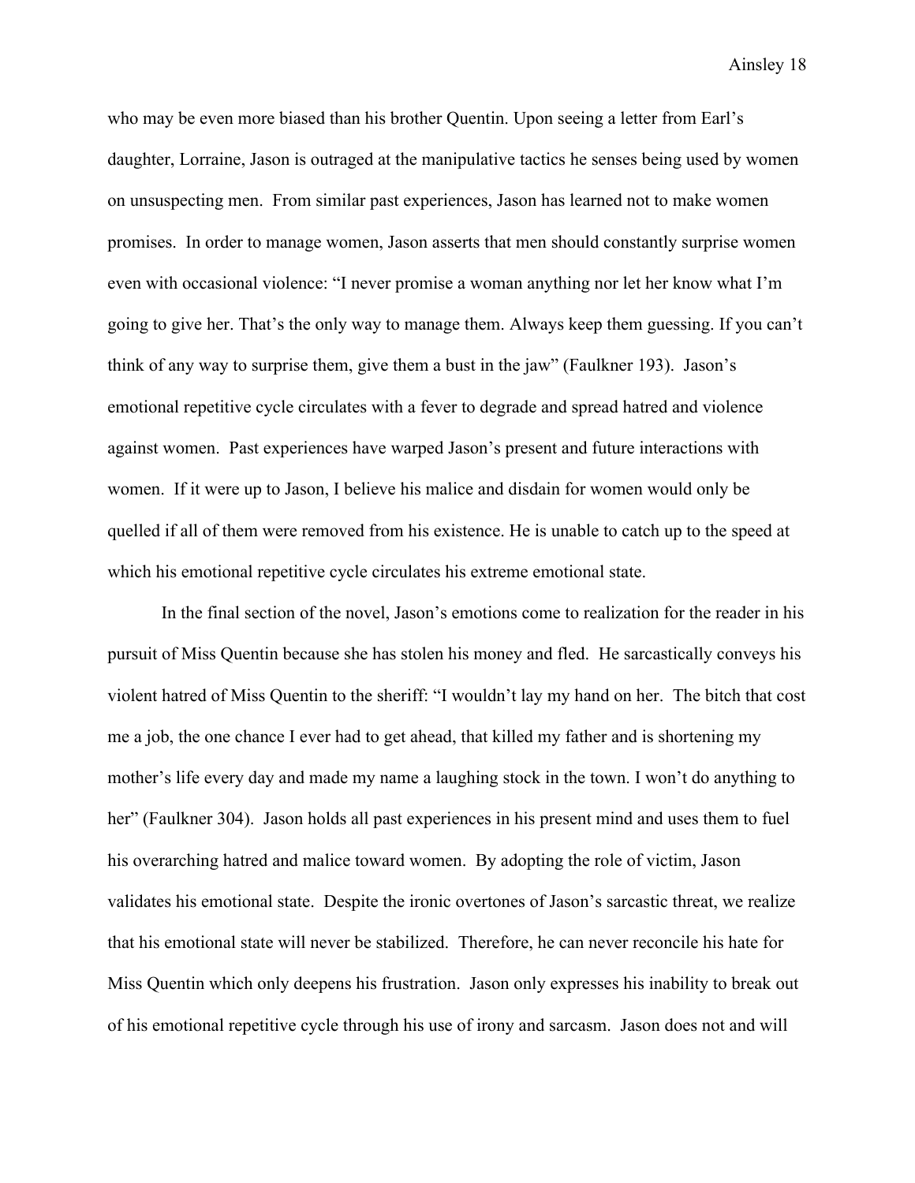who may be even more biased than his brother Quentin. Upon seeing a letter from Earl's daughter, Lorraine, Jason is outraged at the manipulative tactics he senses being used by women on unsuspecting men. From similar past experiences, Jason has learned not to make women promises. In order to manage women, Jason asserts that men should constantly surprise women even with occasional violence: "I never promise a woman anything nor let her know what I'm going to give her. That's the only way to manage them. Always keep them guessing. If you can't think of any way to surprise them, give them a bust in the jaw" (Faulkner 193). Jason's emotional repetitive cycle circulates with a fever to degrade and spread hatred and violence against women. Past experiences have warped Jason's present and future interactions with women. If it were up to Jason, I believe his malice and disdain for women would only be quelled if all of them were removed from his existence. He is unable to catch up to the speed at which his emotional repetitive cycle circulates his extreme emotional state.

In the final section of the novel, Jason's emotions come to realization for the reader in his pursuit of Miss Quentin because she has stolen his money and fled. He sarcastically conveys his violent hatred of Miss Quentin to the sheriff: "I wouldn't lay my hand on her. The bitch that cost me a job, the one chance I ever had to get ahead, that killed my father and is shortening my mother's life every day and made my name a laughing stock in the town. I won't do anything to her" (Faulkner 304). Jason holds all past experiences in his present mind and uses them to fuel his overarching hatred and malice toward women. By adopting the role of victim, Jason validates his emotional state. Despite the ironic overtones of Jason's sarcastic threat, we realize that his emotional state will never be stabilized. Therefore, he can never reconcile his hate for Miss Quentin which only deepens his frustration. Jason only expresses his inability to break out of his emotional repetitive cycle through his use of irony and sarcasm. Jason does not and will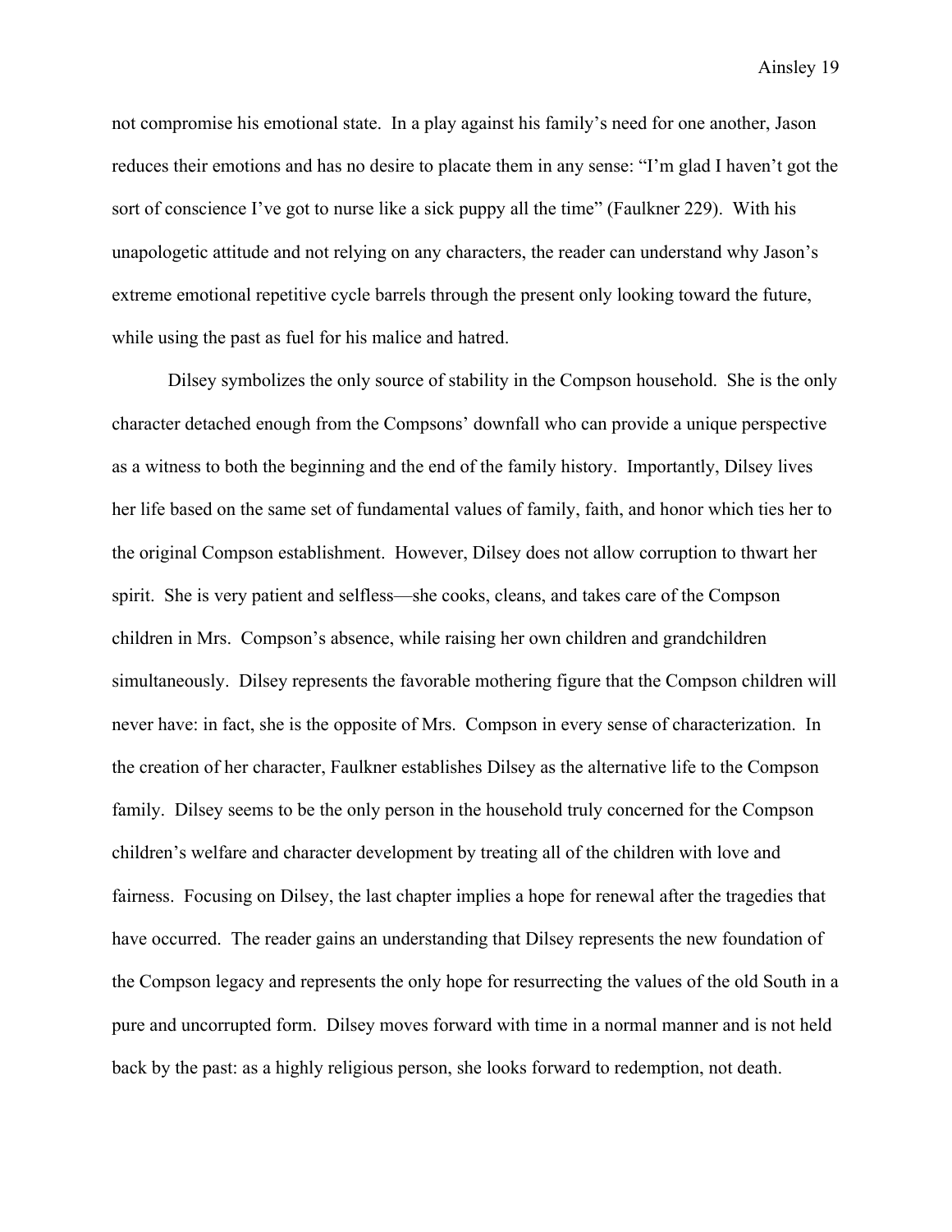not compromise his emotional state. In a play against his family's need for one another, Jason reduces their emotions and has no desire to placate them in any sense: "I'm glad I haven't got the sort of conscience I've got to nurse like a sick puppy all the time" (Faulkner 229). With his unapologetic attitude and not relying on any characters, the reader can understand why Jason's extreme emotional repetitive cycle barrels through the present only looking toward the future, while using the past as fuel for his malice and hatred.

Dilsey symbolizes the only source of stability in the Compson household. She is the only character detached enough from the Compsons' downfall who can provide a unique perspective as a witness to both the beginning and the end of the family history. Importantly, Dilsey lives her life based on the same set of fundamental values of family, faith, and honor which ties her to the original Compson establishment. However, Dilsey does not allow corruption to thwart her spirit. She is very patient and selfless—she cooks, cleans, and takes care of the Compson children in Mrs. Compson's absence, while raising her own children and grandchildren simultaneously. Dilsey represents the favorable mothering figure that the Compson children will never have: in fact, she is the opposite of Mrs. Compson in every sense of characterization. In the creation of her character, Faulkner establishes Dilsey as the alternative life to the Compson family. Dilsey seems to be the only person in the household truly concerned for the Compson children's welfare and character development by treating all of the children with love and fairness. Focusing on Dilsey, the last chapter implies a hope for renewal after the tragedies that have occurred. The reader gains an understanding that Dilsey represents the new foundation of the Compson legacy and represents the only hope for resurrecting the values of the old South in a pure and uncorrupted form. Dilsey moves forward with time in a normal manner and is not held back by the past: as a highly religious person, she looks forward to redemption, not death.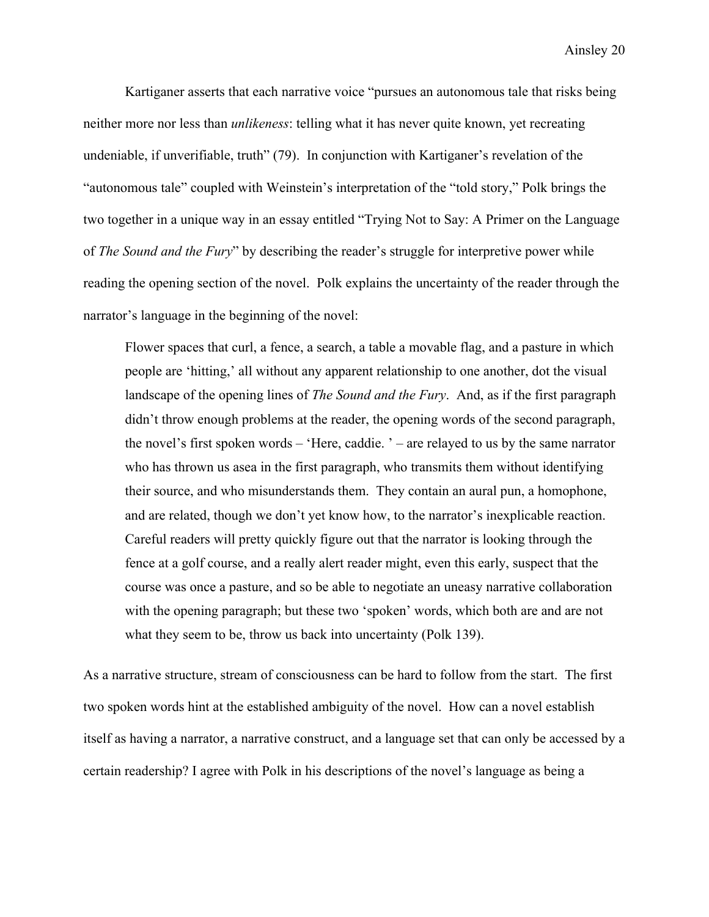Kartiganer asserts that each narrative voice "pursues an autonomous tale that risks being neither more nor less than *unlikeness*: telling what it has never quite known, yet recreating undeniable, if unverifiable, truth" (79). In conjunction with Kartiganer's revelation of the "autonomous tale" coupled with Weinstein's interpretation of the "told story," Polk brings the two together in a unique way in an essay entitled "Trying Not to Say: A Primer on the Language of *The Sound and the Fury*" by describing the reader's struggle for interpretive power while reading the opening section of the novel. Polk explains the uncertainty of the reader through the narrator's language in the beginning of the novel:

> Flower spaces that curl, a fence, a search, a table a movable flag, and a pasture in which people are 'hitting,' all without any apparent relationship to one another, dot the visual landscape of the opening lines of *The Sound and the Fury*. And, as if the first paragraph didn't throw enough problems at the reader, the opening words of the second paragraph, the novel's first spoken words – 'Here, caddie. ' – are relayed to us by the same narrator who has thrown us asea in the first paragraph, who transmits them without identifying their source, and who misunderstands them. They contain an aural pun, a homophone, and are related, though we don't yet know how, to the narrator's inexplicable reaction. Careful readers will pretty quickly figure out that the narrator is looking through the fence at a golf course, and a really alert reader might, even this early, suspect that the course was once a pasture, and so be able to negotiate an uneasy narrative collaboration with the opening paragraph; but these two 'spoken' words, which both are and are not what they seem to be, throw us back into uncertainty (Polk 139).

As a narrative structure, stream of consciousness can be hard to follow from the start. The first two spoken words hint at the established ambiguity of the novel. How can a novel establish itself as having a narrator, a narrative construct, and a language set that can only be accessed by a certain readership? I agree with Polk in his descriptions of the novel's language as being a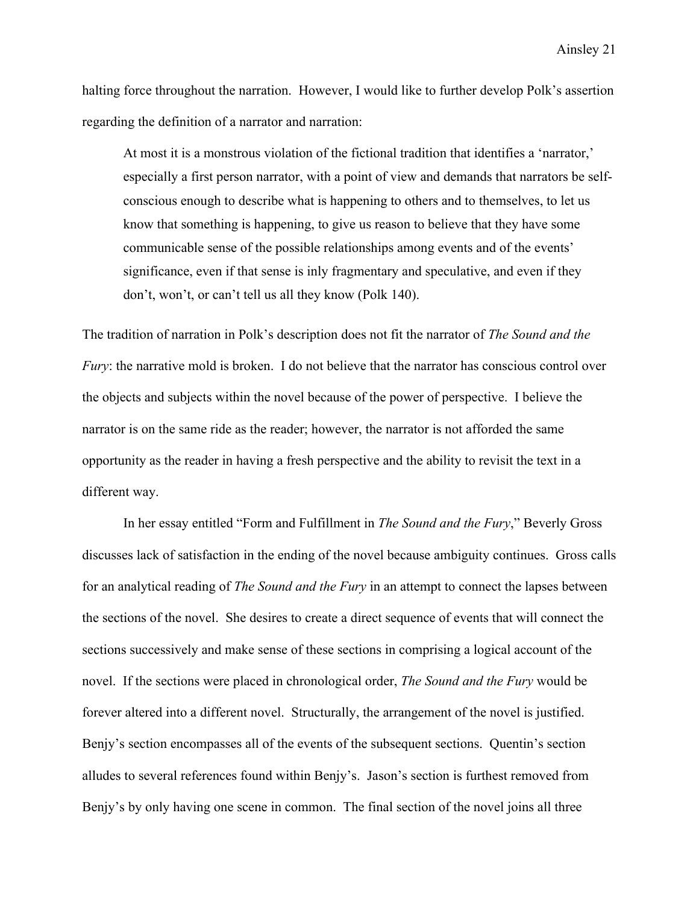halting force throughout the narration. However, I would like to further develop Polk's assertion regarding the definition of a narrator and narration:

> At most it is a monstrous violation of the fictional tradition that identifies a 'narrator,' especially a first person narrator, with a point of view and demands that narrators be self-conscious enough to describe what is happening to others and to themselves, to let us know that something is happening, to give us reason to believe that they have some communicable sense of the possible relationships among events and of the events' significance, even if that sense is inly fragmentary and speculative, and even if they don't, won't, or can't tell us all they know (Polk 140).

The tradition of narration in Polk's description does not fit the narrator of *The Sound and the Fury*: the narrative mold is broken. I do not believe that the narrator has conscious control over the objects and subjects within the novel because of the power of perspective. I believe the narrator is on the same ride as the reader; however, the narrator is not afforded the same opportunity as the reader in having a fresh perspective and the ability to revisit the text in a different way.

In her essay entitled "Form and Fulfillment in *The Sound and the Fury*," Beverly Gross discusses lack of satisfaction in the ending of the novel because ambiguity continues. Gross calls for an analytical reading of *The Sound and the Fury* in an attempt to connect the lapses between the sections of the novel. She desires to create a direct sequence of events that will connect the sections successively and make sense of these sections in comprising a logical account of the novel. If the sections were placed in chronological order, *The Sound and the Fury* would be forever altered into a different novel. Structurally, the arrangement of the novel is justified. Benjy's section encompasses all of the events of the subsequent sections. Quentin's section alludes to several references found within Benjy's. Jason's section is furthest removed from Benjy's by only having one scene in common. The final section of the novel joins all three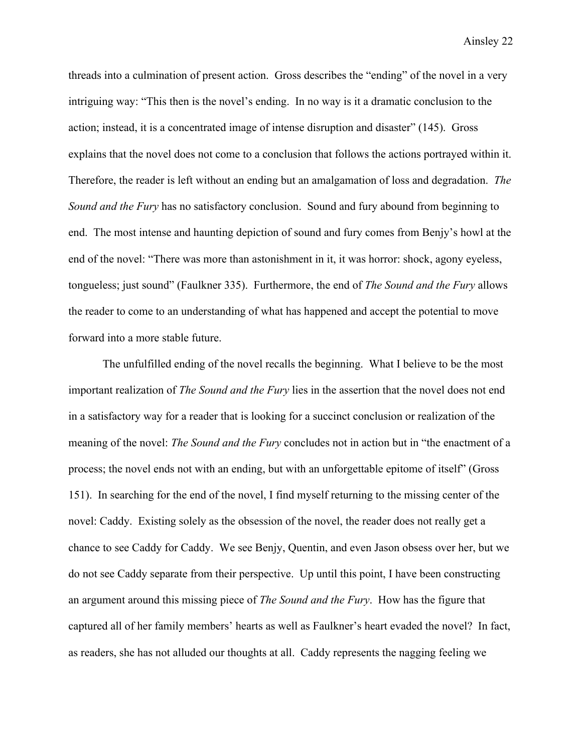threads into a culmination of present action. Gross describes the "ending" of the novel in a very intriguing way: "This then is the novel's ending. In no way is it a dramatic conclusion to the action; instead, it is a concentrated image of intense disruption and disaster" (145). Gross explains that the novel does not come to a conclusion that follows the actions portrayed within it. Therefore, the reader is left without an ending but an amalgamation of loss and degradation. *The Sound and the Fury* has no satisfactory conclusion. Sound and fury abound from beginning to end. The most intense and haunting depiction of sound and fury comes from Benjy's howl at the end of the novel: "There was more than astonishment in it, it was horror: shock, agony eyeless, tongueless; just sound" (Faulkner 335). Furthermore, the end of *The Sound and the Fury* allows the reader to come to an understanding of what has happened and accept the potential to move forward into a more stable future.

The unfulfilled ending of the novel recalls the beginning. What I believe to be the most important realization of *The Sound and the Fury* lies in the assertion that the novel does not end in a satisfactory way for a reader that is looking for a succinct conclusion or realization of the meaning of the novel: *The Sound and the Fury* concludes not in action but in "the enactment of a process; the novel ends not with an ending, but with an unforgettable epitome of itself" (Gross 151). In searching for the end of the novel, I find myself returning to the missing center of the novel: Caddy. Existing solely as the obsession of the novel, the reader does not really get a chance to see Caddy for Caddy. We see Benjy, Quentin, and even Jason obsess over her, but we do not see Caddy separate from their perspective. Up until this point, I have been constructing an argument around this missing piece of *The Sound and the Fury*. How has the figure that captured all of her family members' hearts as well as Faulkner's heart evaded the novel? In fact, as readers, she has not alluded our thoughts at all. Caddy represents the nagging feeling we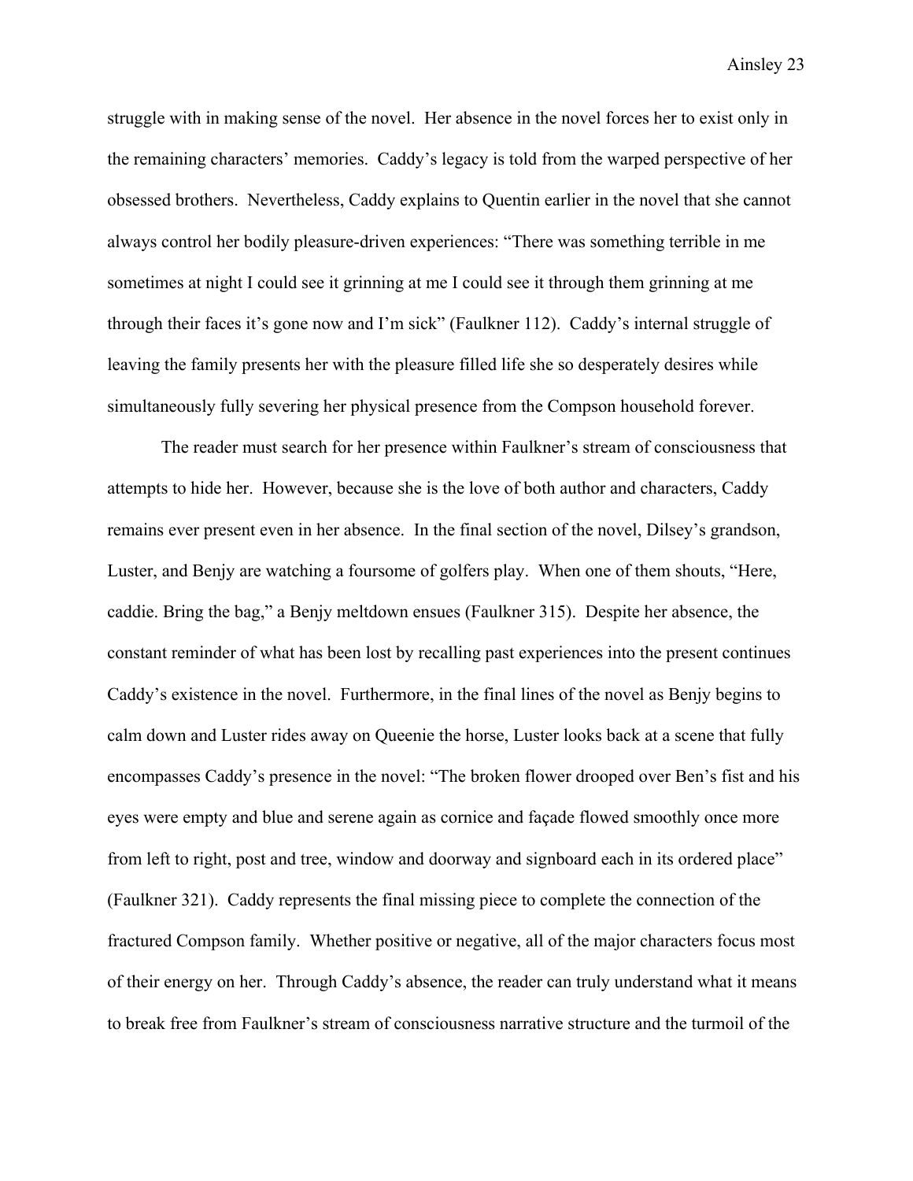struggle with in making sense of the novel. Her absence in the novel forces her to exist only in the remaining characters' memories. Caddy's legacy is told from the warped perspective of her obsessed brothers. Nevertheless, Caddy explains to Quentin earlier in the novel that she cannot always control her bodily pleasure-driven experiences: "There was something terrible in me sometimes at night I could see it grinning at me I could see it through them grinning at me through their faces it's gone now and I'm sick" (Faulkner 112). Caddy's internal struggle of leaving the family presents her with the pleasure filled life she so desperately desires while simultaneously fully severing her physical presence from the Compson household forever.

The reader must search for her presence within Faulkner's stream of consciousness that attempts to hide her. However, because she is the love of both author and characters, Caddy remains ever present even in her absence. In the final section of the novel, Dilsey's grandson, Luster, and Benjy are watching a foursome of golfers play. When one of them shouts, "Here, caddie. Bring the bag," a Benjy meltdown ensues (Faulkner 315). Despite her absence, the constant reminder of what has been lost by recalling past experiences into the present continues Caddy's existence in the novel. Furthermore, in the final lines of the novel as Benjy begins to calm down and Luster rides away on Queenie the horse, Luster looks back at a scene that fully encompasses Caddy's presence in the novel: "The broken flower drooped over Ben's fist and his eyes were empty and blue and serene again as cornice and façade flowed smoothly once more from left to right, post and tree, window and doorway and signboard each in its ordered place" (Faulkner 321). Caddy represents the final missing piece to complete the connection of the fractured Compson family. Whether positive or negative, all of the major characters focus most of their energy on her. Through Caddy's absence, the reader can truly understand what it means to break free from Faulkner's stream of consciousness narrative structure and the turmoil of the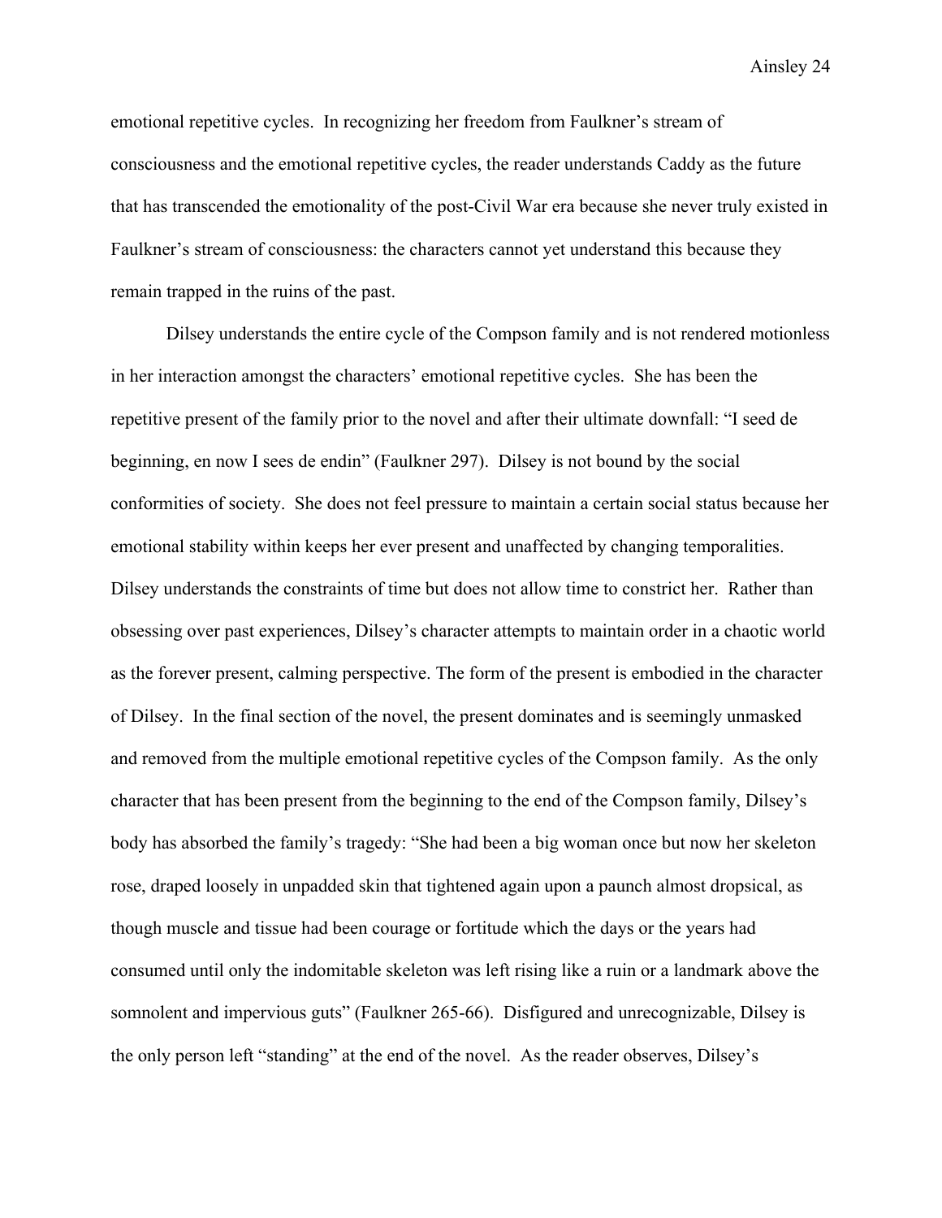emotional repetitive cycles. In recognizing her freedom from Faulkner's stream of consciousness and the emotional repetitive cycles, the reader understands Caddy as the future that has transcended the emotionality of the post-Civil War era because she never truly existed in Faulkner's stream of consciousness: the characters cannot yet understand this because they remain trapped in the ruins of the past.

Dilsey understands the entire cycle of the Compson family and is not rendered motionless in her interaction amongst the characters' emotional repetitive cycles. She has been the repetitive present of the family prior to the novel and after their ultimate downfall: "I seed de beginning, en now I sees de endin" (Faulkner 297). Dilsey is not bound by the social conformities of society. She does not feel pressure to maintain a certain social status because her emotional stability within keeps her ever present and unaffected by changing temporalities. Dilsey understands the constraints of time but does not allow time to constrict her. Rather than obsessing over past experiences, Dilsey's character attempts to maintain order in a chaotic world as the forever present, calming perspective. The form of the present is embodied in the character of Dilsey. In the final section of the novel, the present dominates and is seemingly unmasked and removed from the multiple emotional repetitive cycles of the Compson family. As the only character that has been present from the beginning to the end of the Compson family, Dilsey's body has absorbed the family's tragedy: "She had been a big woman once but now her skeleton rose, draped loosely in unpadded skin that tightened again upon a paunch almost dropsical, as though muscle and tissue had been courage or fortitude which the days or the years had consumed until only the indomitable skeleton was left rising like a ruin or a landmark above the somnolent and impervious guts" (Faulkner 265-66). Disfigured and unrecognizable, Dilsey is the only person left "standing" at the end of the novel. As the reader observes, Dilsey's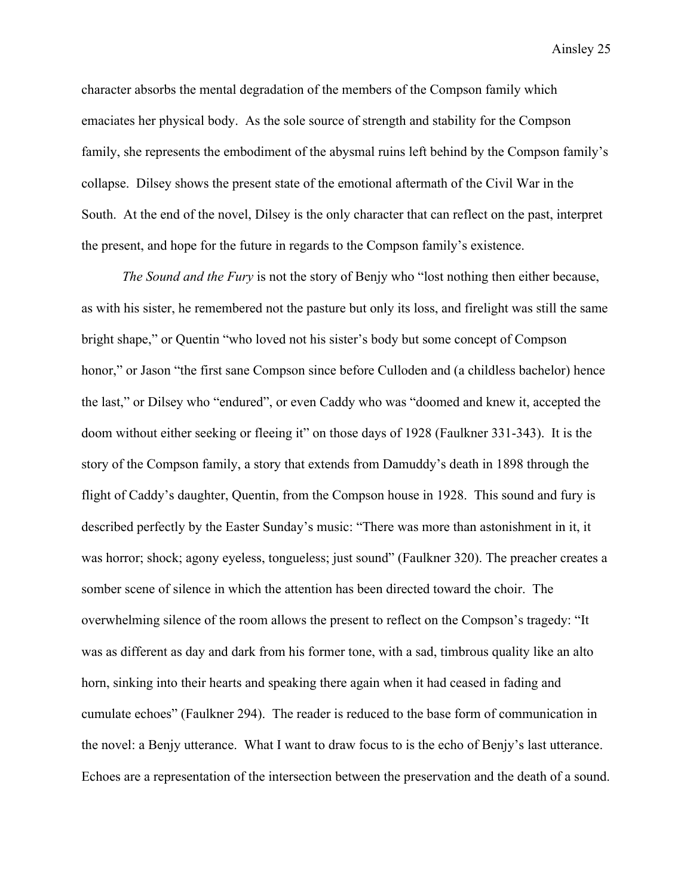character absorbs the mental degradation of the members of the Compson family which emaciates her physical body. As the sole source of strength and stability for the Compson family, she represents the embodiment of the abysmal ruins left behind by the Compson family's collapse. Dilsey shows the present state of the emotional aftermath of the Civil War in the South. At the end of the novel, Dilsey is the only character that can reflect on the past, interpret the present, and hope for the future in regards to the Compson family's existence.

*The Sound and the Fury* is not the story of Benjy who "lost nothing then either because, as with his sister, he remembered not the pasture but only its loss, and firelight was still the same bright shape," or Quentin "who loved not his sister's body but some concept of Compson honor," or Jason "the first sane Compson since before Culloden and (a childless bachelor) hence the last," or Dilsey who "endured", or even Caddy who was "doomed and knew it, accepted the doom without either seeking or fleeing it" on those days of 1928 (Faulkner 331-343). It is the story of the Compson family, a story that extends from Damuddy's death in 1898 through the flight of Caddy's daughter, Quentin, from the Compson house in 1928. This sound and fury is described perfectly by the Easter Sunday's music: "There was more than astonishment in it, it was horror; shock; agony eyeless, tongueless; just sound" (Faulkner 320). The preacher creates a somber scene of silence in which the attention has been directed toward the choir. The overwhelming silence of the room allows the present to reflect on the Compson's tragedy: "It was as different as day and dark from his former tone, with a sad, timbrous quality like an alto horn, sinking into their hearts and speaking there again when it had ceased in fading and cumulate echoes" (Faulkner 294). The reader is reduced to the base form of communication in the novel: a Benjy utterance. What I want to draw focus to is the echo of Benjy's last utterance. Echoes are a representation of the intersection between the preservation and the death of a sound.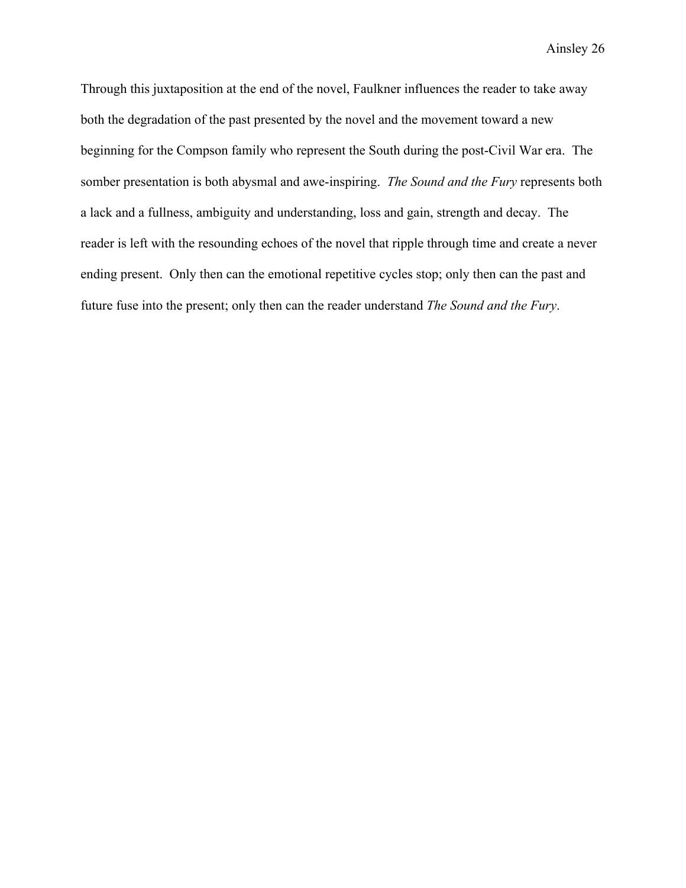Through this juxtaposition at the end of the novel, Faulkner influences the reader to take away both the degradation of the past presented by the novel and the movement toward a new beginning for the Compson family who represent the South during the post-Civil War era. The somber presentation is both abysmal and awe-inspiring. *The Sound and the Fury* represents both a lack and a fullness, ambiguity and understanding, loss and gain, strength and decay. The reader is left with the resounding echoes of the novel that ripple through time and create a never ending present. Only then can the emotional repetitive cycles stop; only then can the past and future fuse into the present; only then can the reader understand *The Sound and the Fury*.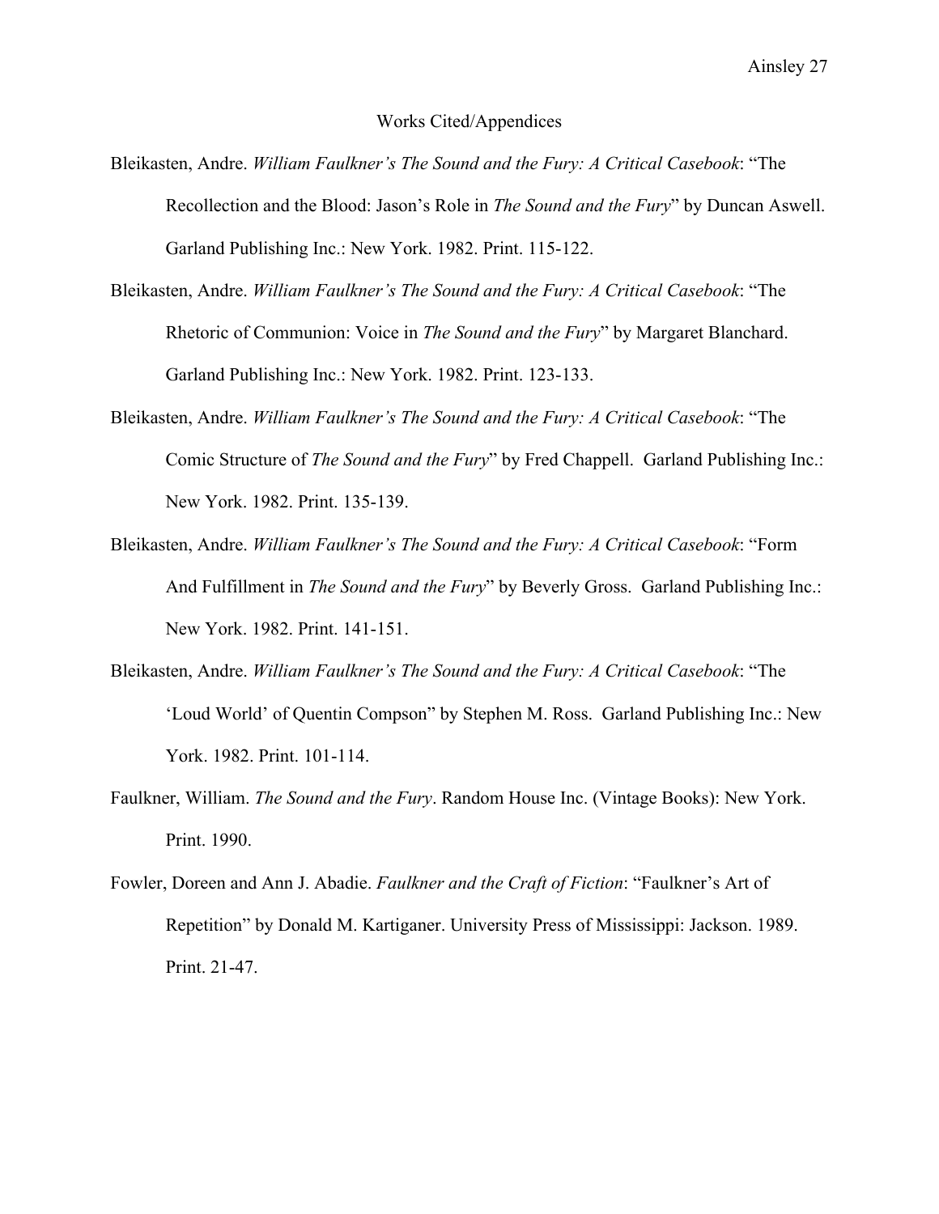## Works Cited/Appendices

Bleikasten, Andre. *William Faulkner's The Sound and the Fury: A Critical Casebook*: "The Recollection and the Blood: Jason's Role in *The Sound and the Fury*" by Duncan Aswell. Garland Publishing Inc.: New York. 1982. Print. 115-122.

Bleikasten, Andre. *William Faulkner's The Sound and the Fury: A Critical Casebook*: "The Rhetoric of Communion: Voice in *The Sound and the Fury*" by Margaret Blanchard. Garland Publishing Inc.: New York. 1982. Print. 123-133.

Bleikasten, Andre. *William Faulkner's The Sound and the Fury: A Critical Casebook*: "The Comic Structure of *The Sound and the Fury*" by Fred Chappell. Garland Publishing Inc.: New York. 1982. Print. 135-139.

Bleikasten, Andre. *William Faulkner's The Sound and the Fury: A Critical Casebook*: "Form And Fulfillment in *The Sound and the Fury*" by Beverly Gross. Garland Publishing Inc.: New York. 1982. Print. 141-151.

Bleikasten, Andre. *William Faulkner's The Sound and the Fury: A Critical Casebook*: "The 'Loud World' of Quentin Compson" by Stephen M. Ross. Garland Publishing Inc.: New York. 1982. Print. 101-114.

Faulkner, William. *The Sound and the Fury*. Random House Inc. (Vintage Books): New York. Print. 1990.

Fowler, Doreen and Ann J. Abadie. *Faulkner and the Craft of Fiction*: "Faulkner's Art of Repetition" by Donald M. Kartiganer. University Press of Mississippi: Jackson. 1989. Print. 21-47.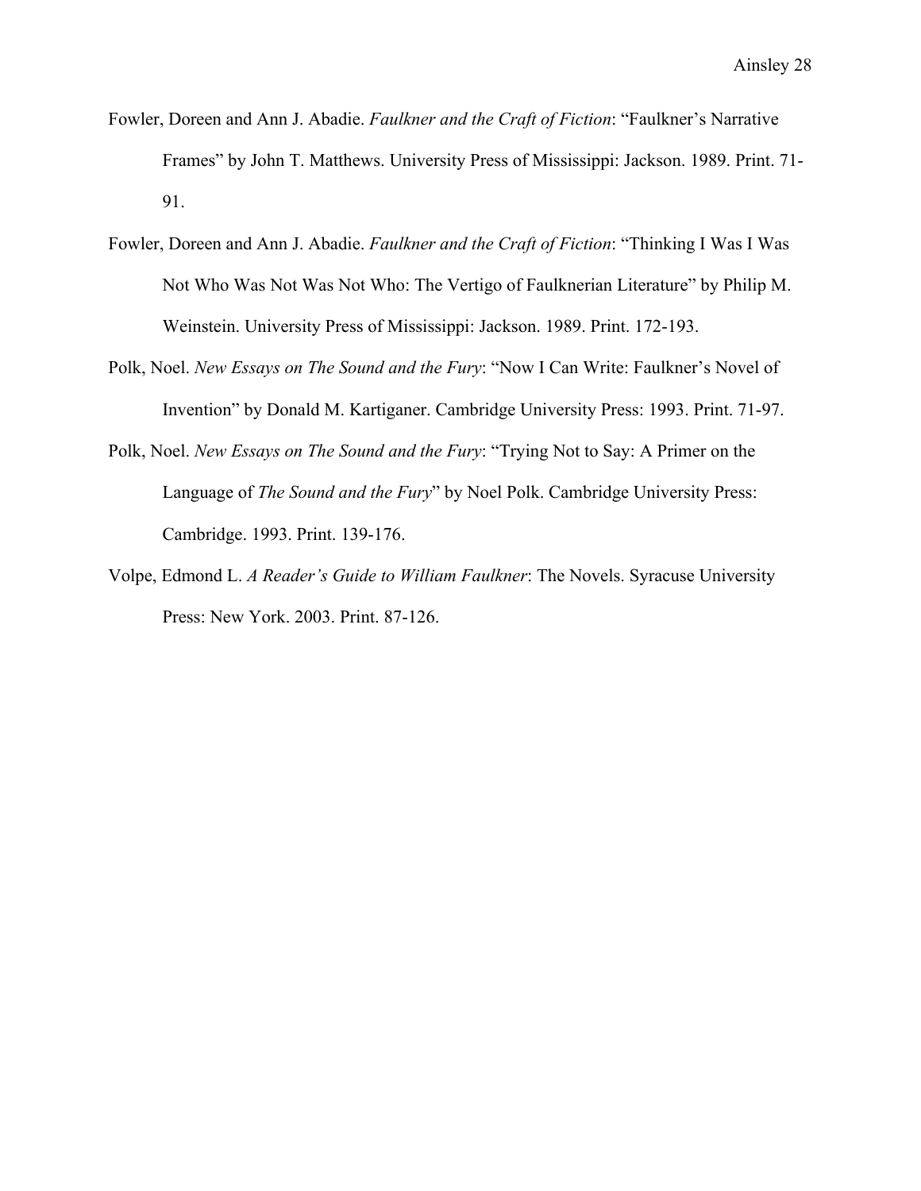Fowler, Doreen and Ann J. Abadie. *Faulkner and the Craft of Fiction*: "Faulkner's Narrative Frames" by John T. Matthews. University Press of Mississippi: Jackson. 1989. Print. 71-91.

Fowler, Doreen and Ann J. Abadie. *Faulkner and the Craft of Fiction*: "Thinking I Was I Was Not Who Was Not Was Not Who: The Vertigo of Faulknerian Literature" by Philip M. Weinstein. University Press of Mississippi: Jackson. 1989. Print. 172-193.

Polk, Noel. *New Essays on The Sound and the Fury*: "Now I Can Write: Faulkner's Novel of Invention" by Donald M. Kartiganer. Cambridge University Press: 1993. Print. 71-97.

Polk, Noel. *New Essays on The Sound and the Fury*: "Trying Not to Say: A Primer on the Language of *The Sound and the Fury*" by Noel Polk. Cambridge University Press: Cambridge. 1993. Print. 139-176.

Volpe, Edmond L. *A Reader's Guide to William Faulkner*: The Novels. Syracuse University Press: New York. 2003. Print. 87-126.